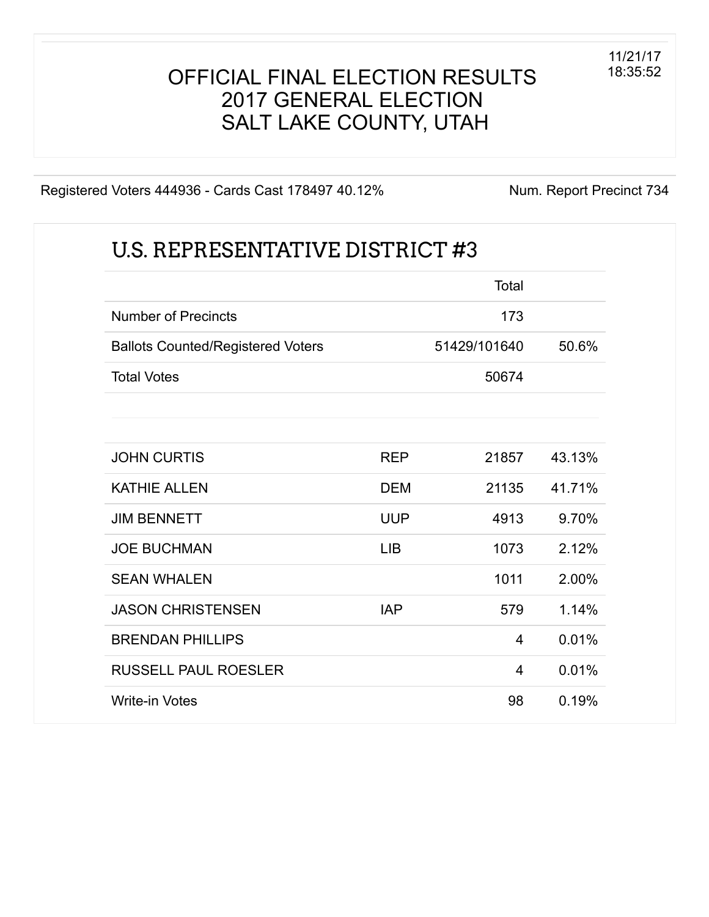# OFFICIAL FINAL ELECTION RESULTS
# 2017 GENERAL ELECTION
# SALT LAKE COUNTY, UTAH

11/21/17
18:35:52

Registered Voters 444936 - Cards Cast 178497 40.12%

Num. Report Precinct 734

## U.S. REPRESENTATIVE DISTRICT #3

| | | Total | |
|---|---|---|---|
| Number of Precincts | | 173 | |
| Ballots Counted/Registered Voters | | 51429/101640 | 50.6% |
| Total Votes | | 50674 | |

| | | | |
|---|---|---|---|
| JOHN CURTIS | REP | 21857 | 43.13% |
| KATHIE ALLEN | DEM | 21135 | 41.71% |
| JIM BENNETT | UUP | 4913 | 9.70% |
| JOE BUCHMAN | LIB | 1073 | 2.12% |
| SEAN WHALEN | | 1011 | 2.00% |
| JASON CHRISTENSEN | IAP | 579 | 1.14% |
| BRENDAN PHILLIPS | | 4 | 0.01% |
| RUSSELL PAUL ROESLER | | 4 | 0.01% |
| Write-in Votes | | 98 | 0.19% |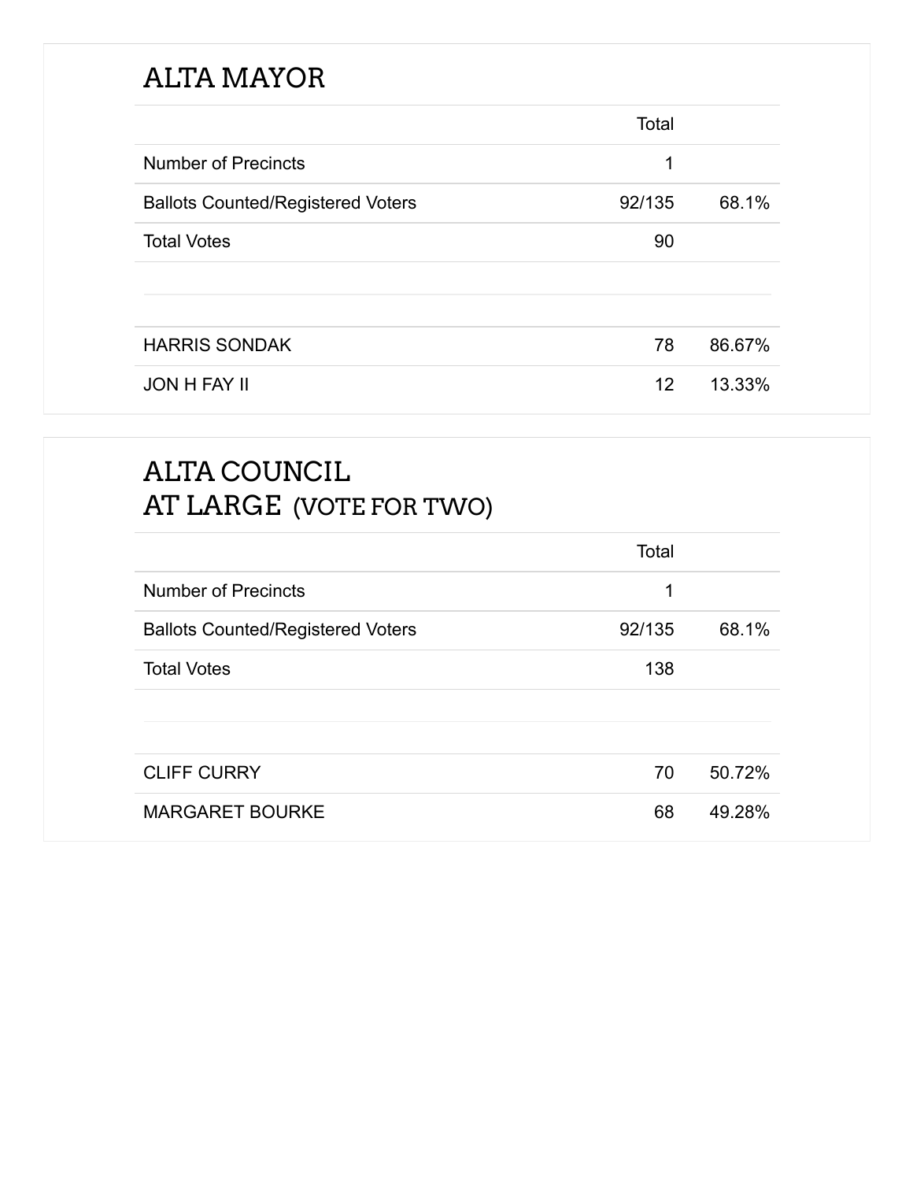## ALTA MAYOR

| | Total | |
|---|---|---|
| Number of Precincts | 1 | |
| Ballots Counted/Registered Voters | 92/135 | 68.1% |
| Total Votes | 90 | |
| | | |
| HARRIS SONDAK | 78 | 86.67% |
| JON H FAY II | 12 | 13.33% |

## ALTA COUNCIL AT LARGE (VOTE FOR TWO)

| | Total | |
|---|---|---|
| Number of Precincts | 1 | |
| Ballots Counted/Registered Voters | 92/135 | 68.1% |
| Total Votes | 138 | |
| | | |
| CLIFF CURRY | 70 | 50.72% |
| MARGARET BOURKE | 68 | 49.28% |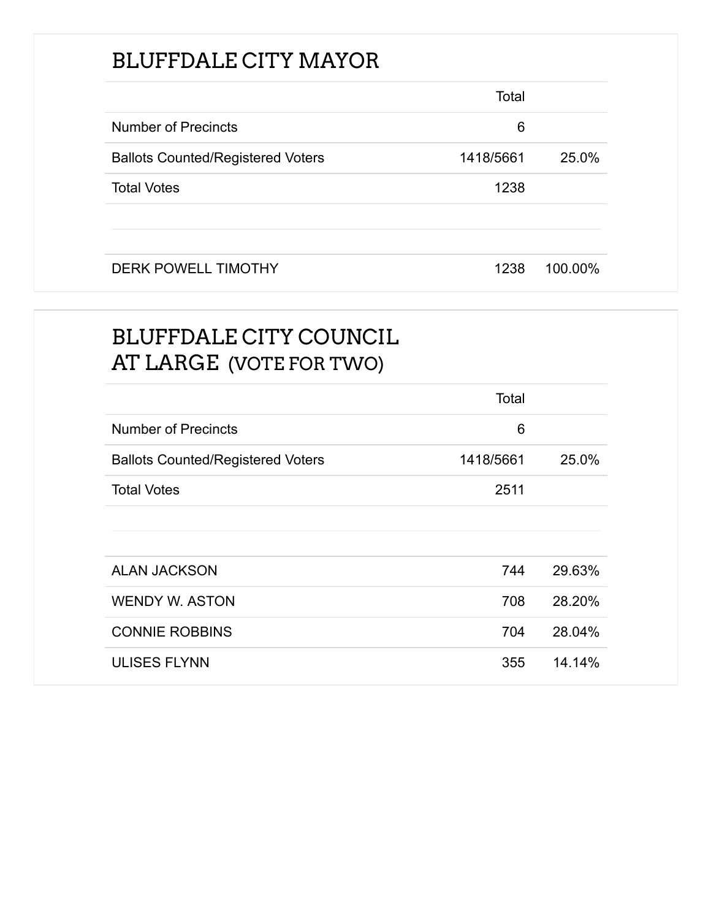## BLUFFDALE CITY MAYOR

| | Total | |
|---|---|---|
| Number of Precincts | 6 | |
| Ballots Counted/Registered Voters | 1418/5661 | 25.0% |
| Total Votes | 1238 | |
| | | |
| DERK POWELL TIMOTHY | 1238 | 100.00% |

## BLUFFDALE CITY COUNCIL AT LARGE (VOTE FOR TWO)

| | Total | |
|---|---|---|
| Number of Precincts | 6 | |
| Ballots Counted/Registered Voters | 1418/5661 | 25.0% |
| Total Votes | 2511 | |
| | | |
| ALAN JACKSON | 744 | 29.63% |
| WENDY W. ASTON | 708 | 28.20% |
| CONNIE ROBBINS | 704 | 28.04% |
| ULISES FLYNN | 355 | 14.14% |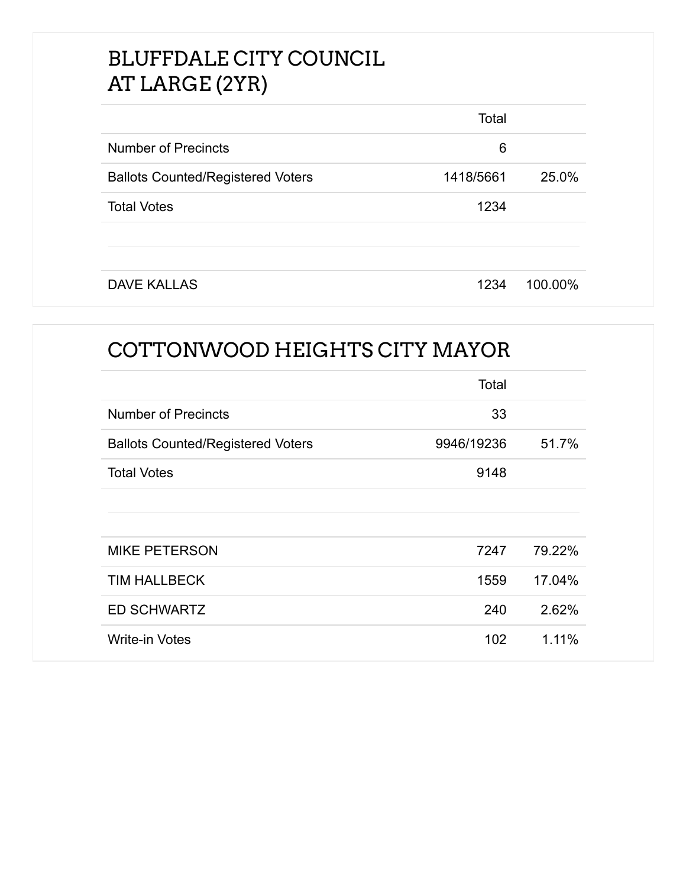## BLUFFDALE CITY COUNCIL AT LARGE (2YR)

| | Total | |
|---|---|---|
| Number of Precincts | 6 | |
| Ballots Counted/Registered Voters | 1418/5661 | 25.0% |
| Total Votes | 1234 | |

| | | |
|---|---|---|
| DAVE KALLAS | 1234 | 100.00% |

## COTTONWOOD HEIGHTS CITY MAYOR

| | Total | |
|---|---|---|
| Number of Precincts | 33 | |
| Ballots Counted/Registered Voters | 9946/19236 | 51.7% |
| Total Votes | 9148 | |

| | | |
|---|---|---|
| MIKE PETERSON | 7247 | 79.22% |
| TIM HALLBECK | 1559 | 17.04% |
| ED SCHWARTZ | 240 | 2.62% |
| Write-in Votes | 102 | 1.11% |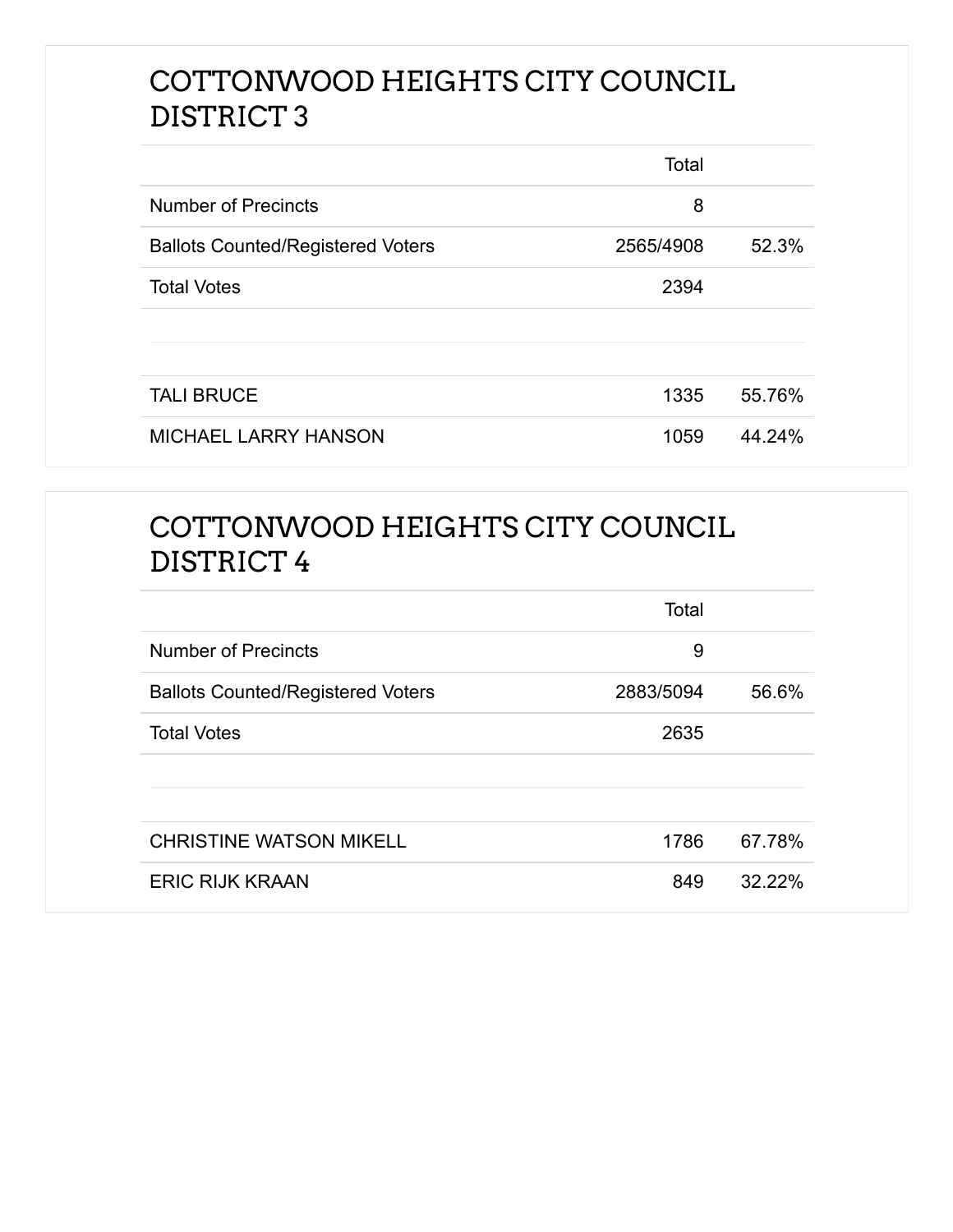## COTTONWOOD HEIGHTS CITY COUNCIL DISTRICT 3

| | Total | |
|---|---|---|
| Number of Precincts | 8 | |
| Ballots Counted/Registered Voters | 2565/4908 | 52.3% |
| Total Votes | 2394 | |
| | | |
| TALI BRUCE | 1335 | 55.76% |
| MICHAEL LARRY HANSON | 1059 | 44.24% |

## COTTONWOOD HEIGHTS CITY COUNCIL DISTRICT 4

| | Total | |
|---|---|---|
| Number of Precincts | 9 | |
| Ballots Counted/Registered Voters | 2883/5094 | 56.6% |
| Total Votes | 2635 | |
| | | |
| CHRISTINE WATSON MIKELL | 1786 | 67.78% |
| ERIC RIJK KRAAN | 849 | 32.22% |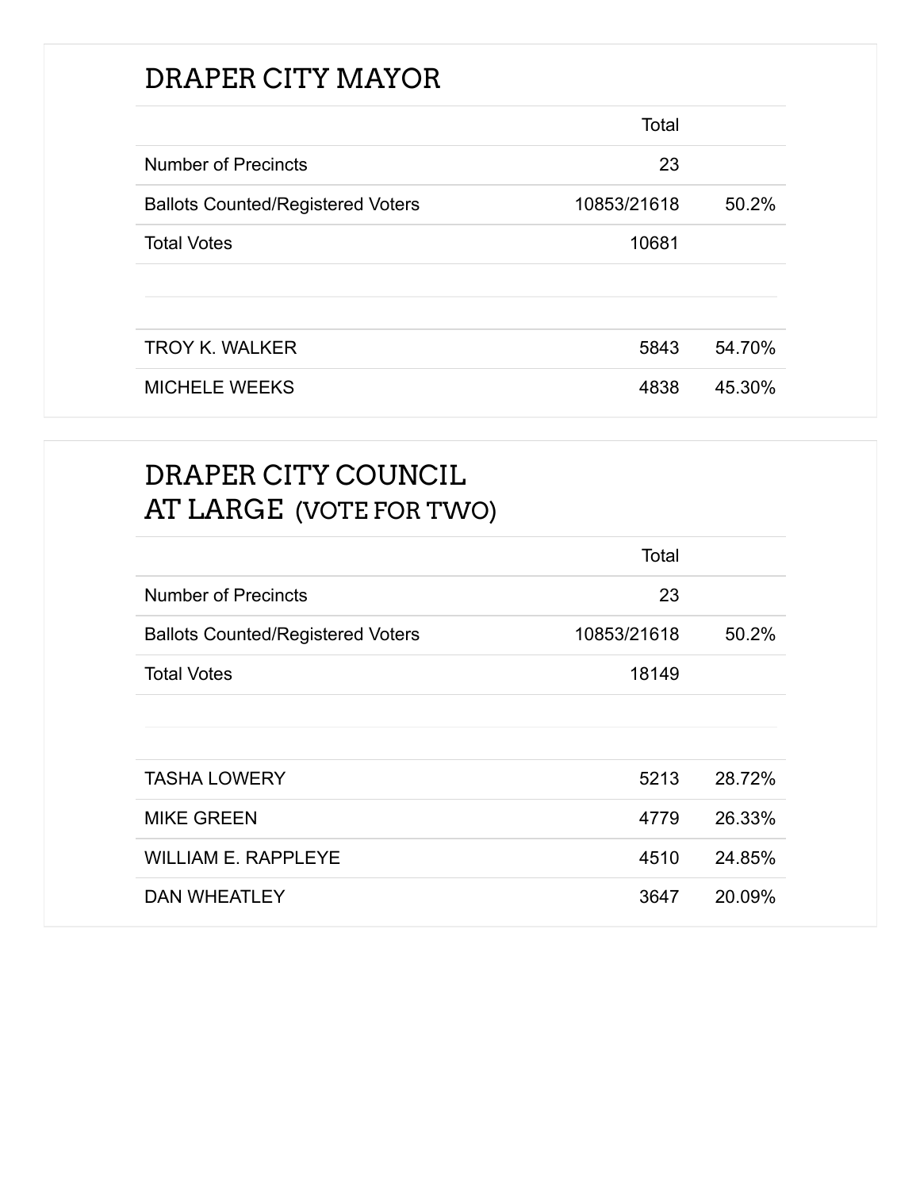## DRAPER CITY MAYOR

| | Total | |
|---|---|---|
| Number of Precincts | 23 | |
| Ballots Counted/Registered Voters | 10853/21618 | 50.2% |
| Total Votes | 10681 | |
| | | |
| TROY K. WALKER | 5843 | 54.70% |
| MICHELE WEEKS | 4838 | 45.30% |

## DRAPER CITY COUNCIL AT LARGE (VOTE FOR TWO)

| | Total | |
|---|---|---|
| Number of Precincts | 23 | |
| Ballots Counted/Registered Voters | 10853/21618 | 50.2% |
| Total Votes | 18149 | |
| | | |
| TASHA LOWERY | 5213 | 28.72% |
| MIKE GREEN | 4779 | 26.33% |
| WILLIAM E. RAPPLEYE | 4510 | 24.85% |
| DAN WHEATLEY | 3647 | 20.09% |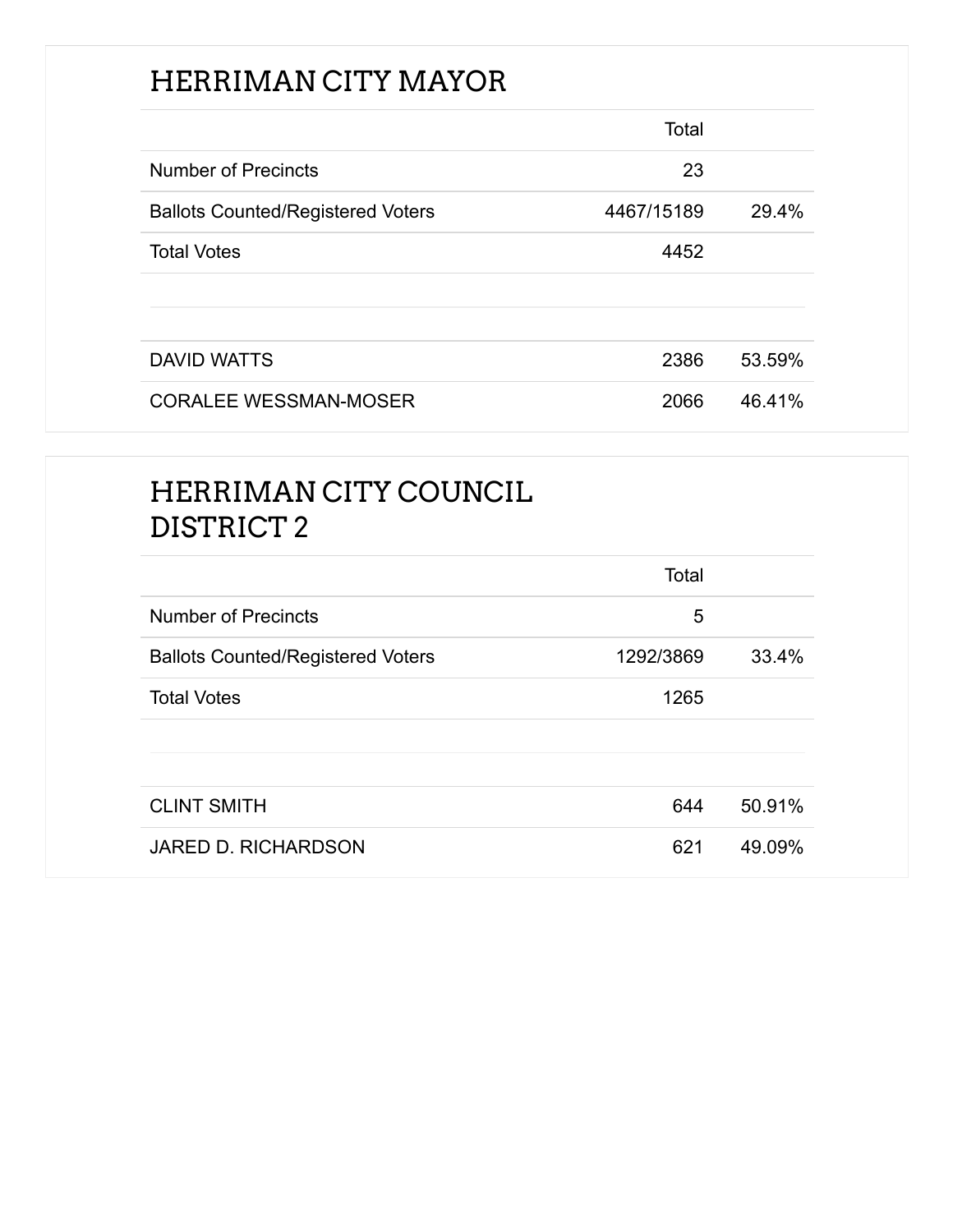## HERRIMAN CITY MAYOR

| | Total | |
|---|---|---|
| Number of Precincts | 23 | |
| Ballots Counted/Registered Voters | 4467/15189 | 29.4% |
| Total Votes | 4452 | |
| | | |
| DAVID WATTS | 2386 | 53.59% |
| CORALEE WESSMAN-MOSER | 2066 | 46.41% |

## HERRIMAN CITY COUNCIL DISTRICT 2

| | Total | |
|---|---|---|
| Number of Precincts | 5 | |
| Ballots Counted/Registered Voters | 1292/3869 | 33.4% |
| Total Votes | 1265 | |
| | | |
| CLINT SMITH | 644 | 50.91% |
| JARED D. RICHARDSON | 621 | 49.09% |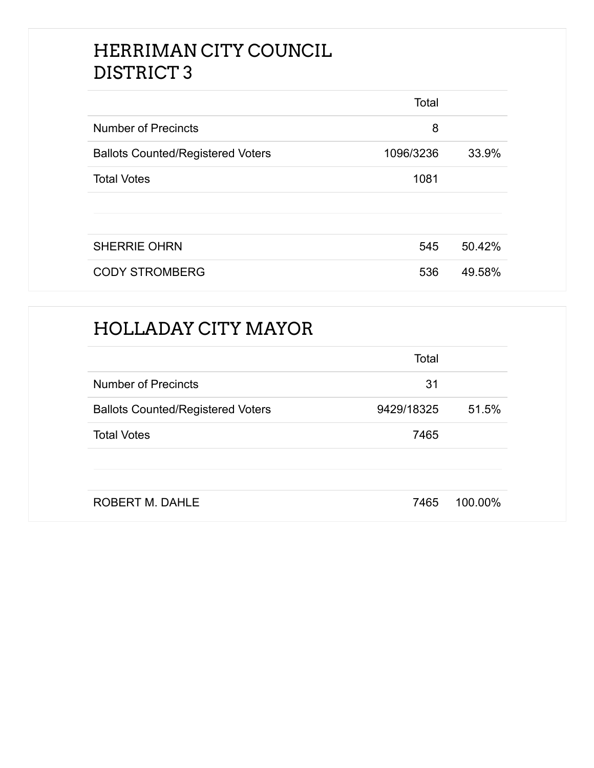## HERRIMAN CITY COUNCIL DISTRICT 3

| | Total | |
|---|---|---|
| Number of Precincts | 8 | |
| Ballots Counted/Registered Voters | 1096/3236 | 33.9% |
| Total Votes | 1081 | |
| | | |
| SHERRIE OHRN | 545 | 50.42% |
| CODY STROMBERG | 536 | 49.58% |

## HOLLADAY CITY MAYOR

| | Total | |
|---|---|---|
| Number of Precincts | 31 | |
| Ballots Counted/Registered Voters | 9429/18325 | 51.5% |
| Total Votes | 7465 | |
| | | |
| ROBERT M. DAHLE | 7465 | 100.00% |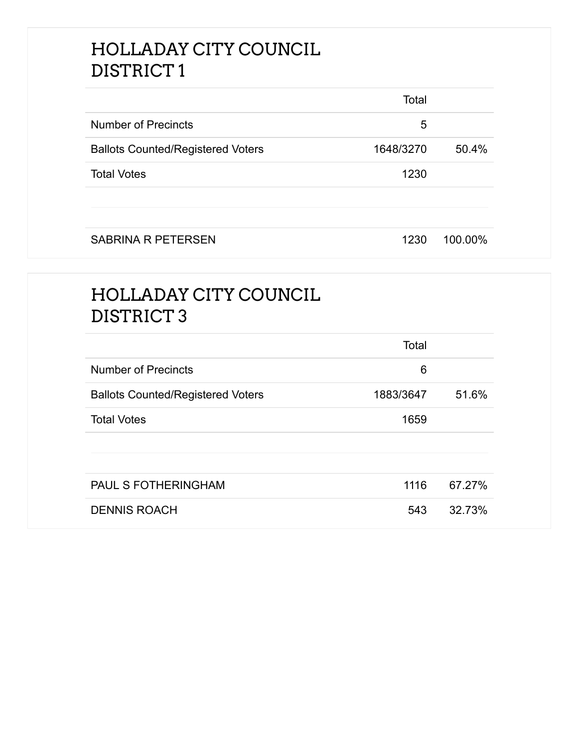## HOLLADAY CITY COUNCIL DISTRICT 1

| | Total | |
|---|---|---|
| Number of Precincts | 5 | |
| Ballots Counted/Registered Voters | 1648/3270 | 50.4% |
| Total Votes | 1230 | |
| | | |
| SABRINA R PETERSEN | 1230 | 100.00% |

## HOLLADAY CITY COUNCIL DISTRICT 3

| | Total | |
|---|---|---|
| Number of Precincts | 6 | |
| Ballots Counted/Registered Voters | 1883/3647 | 51.6% |
| Total Votes | 1659 | |
| | | |
| PAUL S FOTHERINGHAM | 1116 | 67.27% |
| DENNIS ROACH | 543 | 32.73% |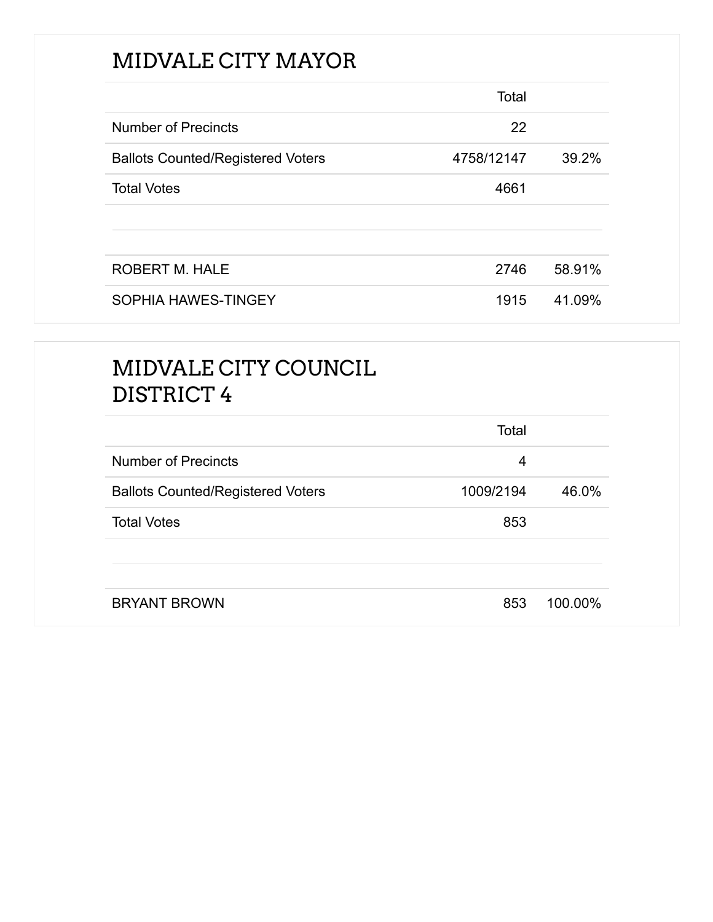## MIDVALE CITY MAYOR

| | Total | |
|---|---|---|
| Number of Precincts | 22 | |
| Ballots Counted/Registered Voters | 4758/12147 | 39.2% |
| Total Votes | 4661 | |
| | | |
| ROBERT M. HALE | 2746 | 58.91% |
| SOPHIA HAWES-TINGEY | 1915 | 41.09% |

## MIDVALE CITY COUNCIL DISTRICT 4

| | Total | |
|---|---|---|
| Number of Precincts | 4 | |
| Ballots Counted/Registered Voters | 1009/2194 | 46.0% |
| Total Votes | 853 | |
| | | |
| BRYANT BROWN | 853 | 100.00% |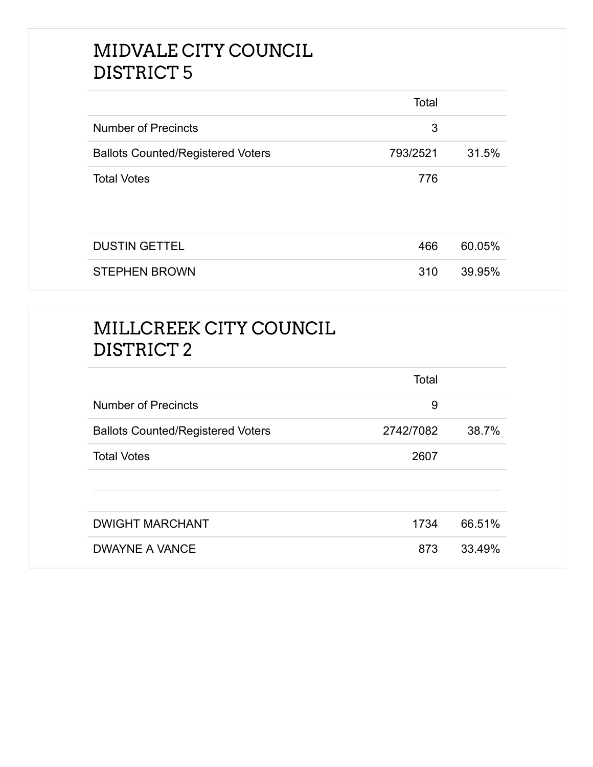## MIDVALE CITY COUNCIL DISTRICT 5

| | Total | |
|---|---|---|
| Number of Precincts | 3 | |
| Ballots Counted/Registered Voters | 793/2521 | 31.5% |
| Total Votes | 776 | |
| | | |
| DUSTIN GETTEL | 466 | 60.05% |
| STEPHEN BROWN | 310 | 39.95% |

## MILLCREEK CITY COUNCIL DISTRICT 2

| | Total | |
|---|---|---|
| Number of Precincts | 9 | |
| Ballots Counted/Registered Voters | 2742/7082 | 38.7% |
| Total Votes | 2607 | |
| | | |
| DWIGHT MARCHANT | 1734 | 66.51% |
| DWAYNE A VANCE | 873 | 33.49% |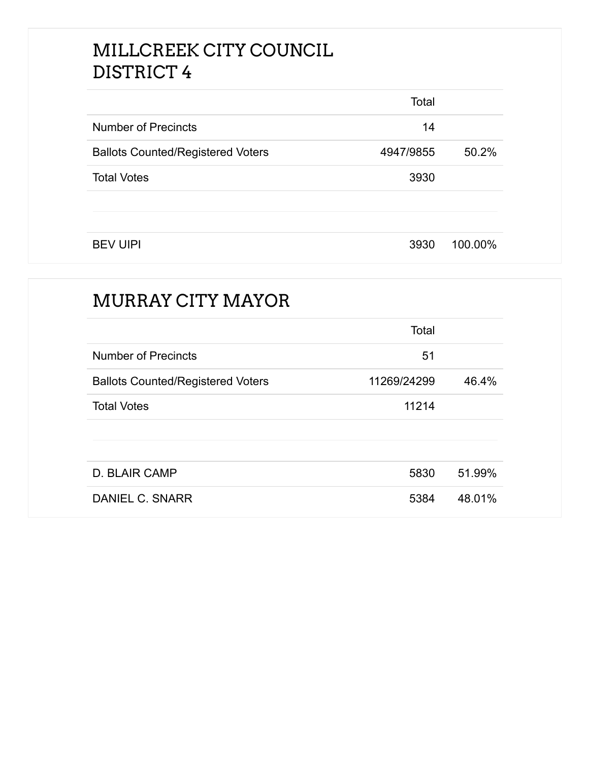## MILLCREEK CITY COUNCIL DISTRICT 4

| | Total | |
|---|---|---|
| Number of Precincts | 14 | |
| Ballots Counted/Registered Voters | 4947/9855 | 50.2% |
| Total Votes | 3930 | |
| | | |
| BEV UIPI | 3930 | 100.00% |

## MURRAY CITY MAYOR

| | Total | |
|---|---|---|
| Number of Precincts | 51 | |
| Ballots Counted/Registered Voters | 11269/24299 | 46.4% |
| Total Votes | 11214 | |
| | | |
| D. BLAIR CAMP | 5830 | 51.99% |
| DANIEL C. SNARR | 5384 | 48.01% |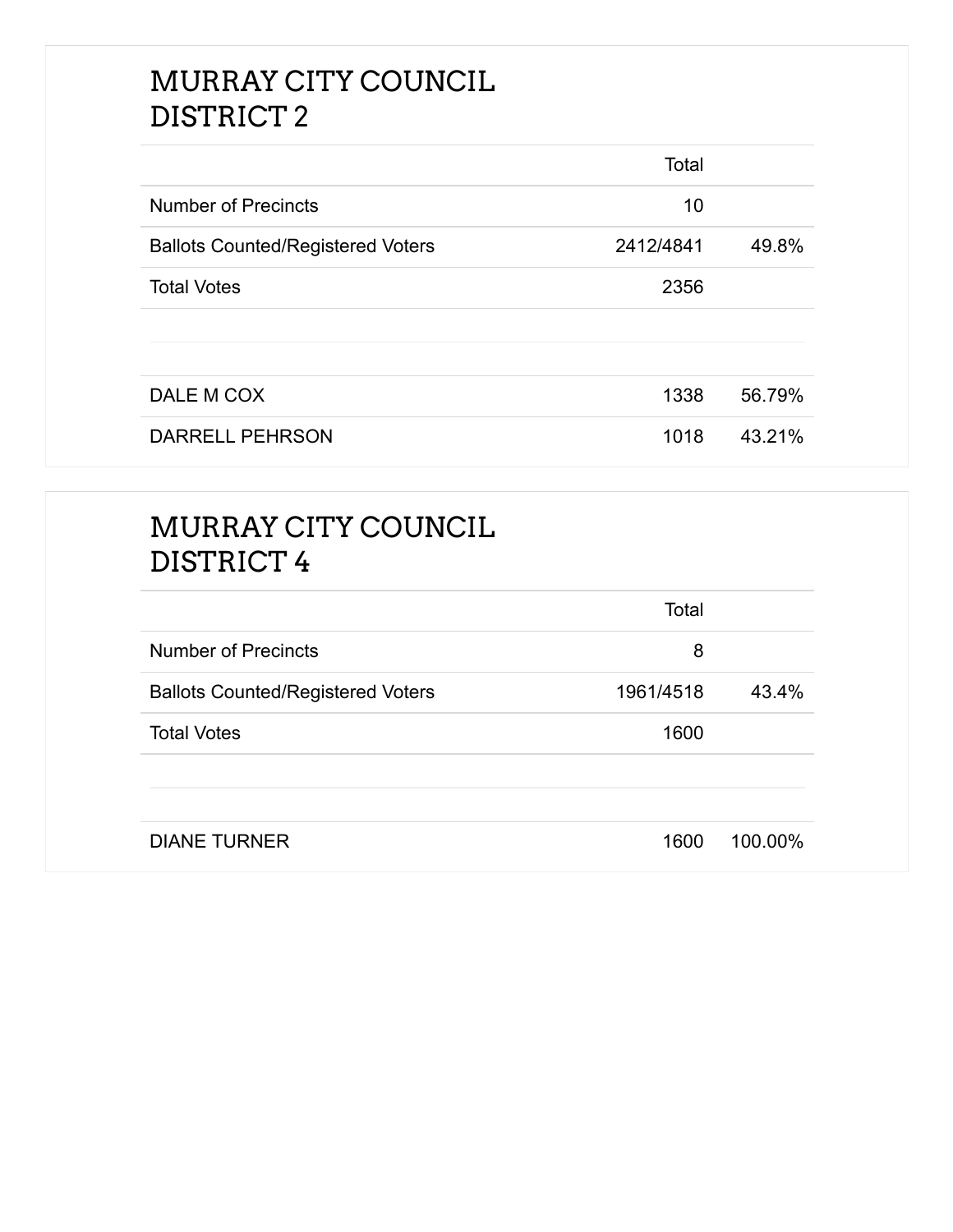## MURRAY CITY COUNCIL DISTRICT 2

| | Total | |
|---|---|---|
| Number of Precincts | 10 | |
| Ballots Counted/Registered Voters | 2412/4841 | 49.8% |
| Total Votes | 2356 | |
| | | |
| DALE M COX | 1338 | 56.79% |
| DARRELL PEHRSON | 1018 | 43.21% |

## MURRAY CITY COUNCIL DISTRICT 4

| | Total | |
|---|---|---|
| Number of Precincts | 8 | |
| Ballots Counted/Registered Voters | 1961/4518 | 43.4% |
| Total Votes | 1600 | |
| | | |
| DIANE TURNER | 1600 | 100.00% |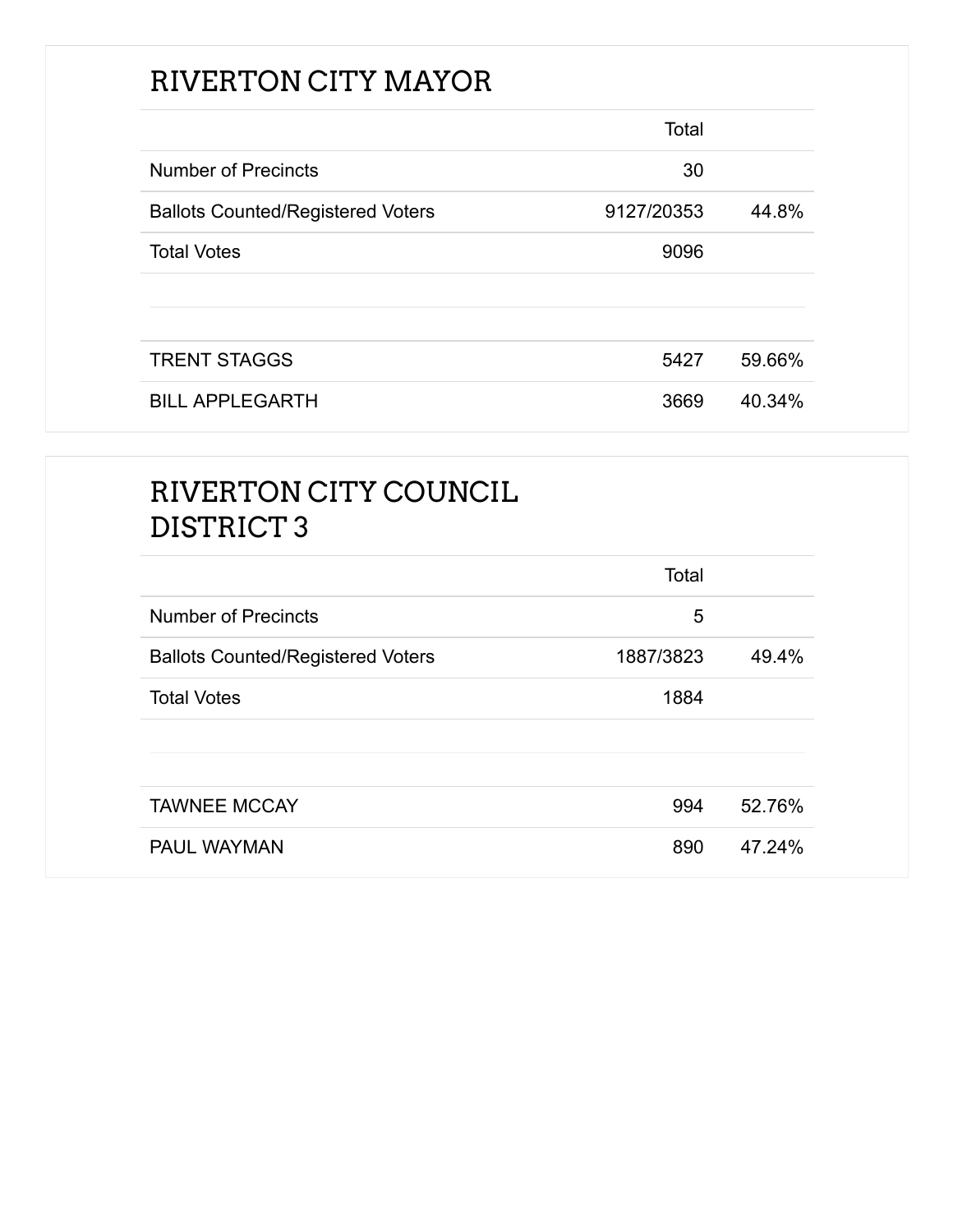## RIVERTON CITY MAYOR

| | Total | |
|---|---|---|
| Number of Precincts | 30 | |
| Ballots Counted/Registered Voters | 9127/20353 | 44.8% |
| Total Votes | 9096 | |
| | | |
| TRENT STAGGS | 5427 | 59.66% |
| BILL APPLEGARTH | 3669 | 40.34% |

## RIVERTON CITY COUNCIL DISTRICT 3

| | Total | |
|---|---|---|
| Number of Precincts | 5 | |
| Ballots Counted/Registered Voters | 1887/3823 | 49.4% |
| Total Votes | 1884 | |
| | | |
| TAWNEE MCCAY | 994 | 52.76% |
| PAUL WAYMAN | 890 | 47.24% |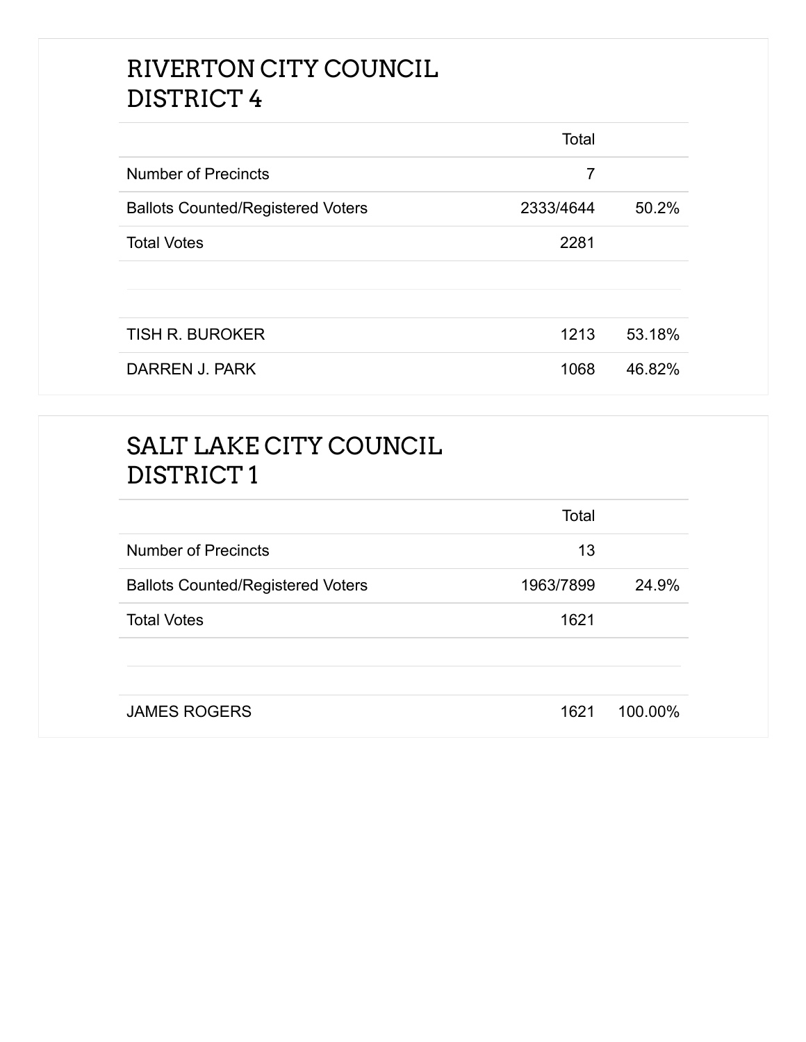## RIVERTON CITY COUNCIL DISTRICT 4

| | Total | |
|---|---|---|
| Number of Precincts | 7 | |
| Ballots Counted/Registered Voters | 2333/4644 | 50.2% |
| Total Votes | 2281 | |
| | | |
| TISH R. BUROKER | 1213 | 53.18% |
| DARREN J. PARK | 1068 | 46.82% |

## SALT LAKE CITY COUNCIL DISTRICT 1

| | Total | |
|---|---|---|
| Number of Precincts | 13 | |
| Ballots Counted/Registered Voters | 1963/7899 | 24.9% |
| Total Votes | 1621 | |
| | | |
| JAMES ROGERS | 1621 | 100.00% |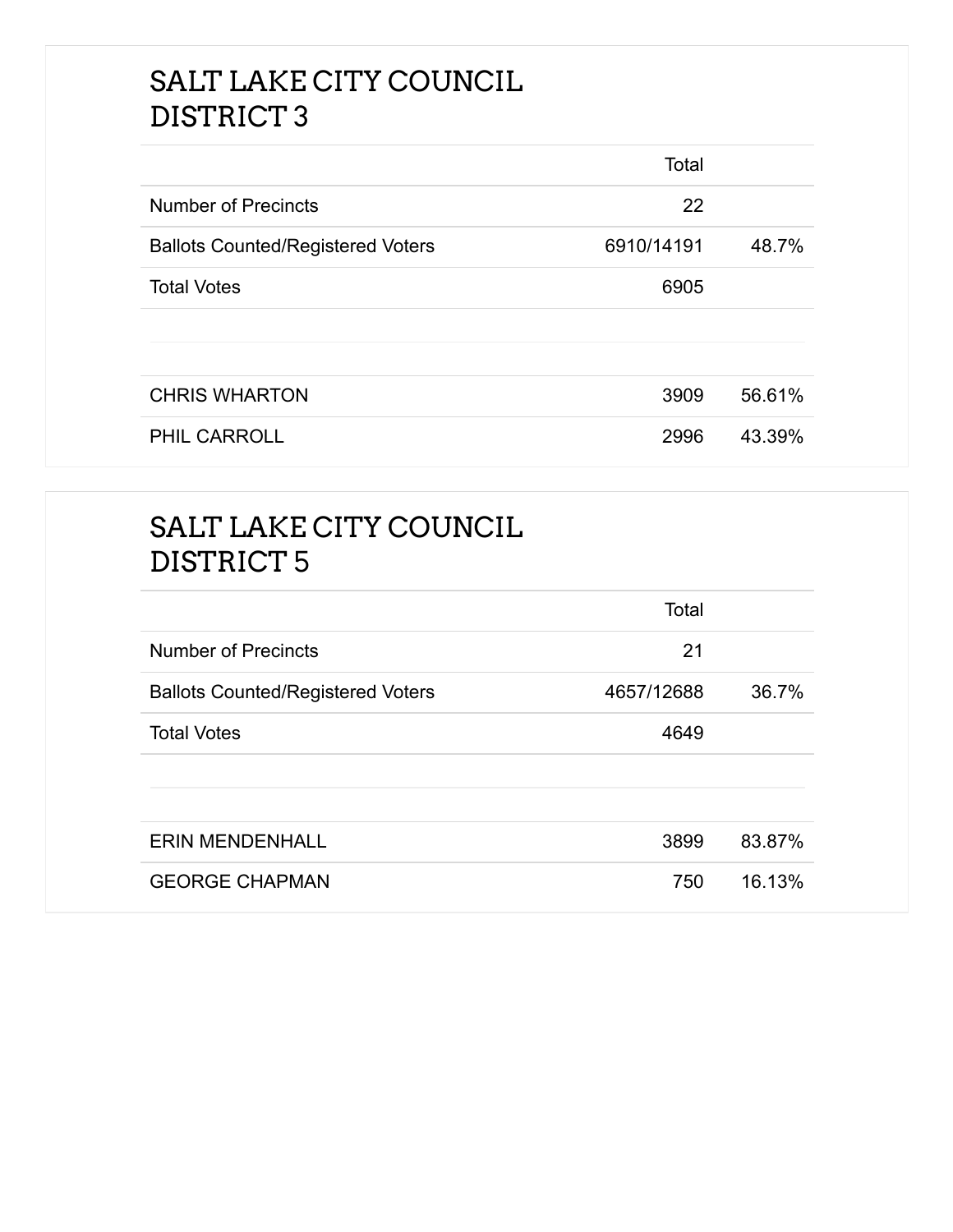## SALT LAKE CITY COUNCIL DISTRICT 3

| | Total | |
|---|---|---|
| Number of Precincts | 22 | |
| Ballots Counted/Registered Voters | 6910/14191 | 48.7% |
| Total Votes | 6905 | |
| | | |
| CHRIS WHARTON | 3909 | 56.61% |
| PHIL CARROLL | 2996 | 43.39% |

## SALT LAKE CITY COUNCIL DISTRICT 5

| | Total | |
|---|---|---|
| Number of Precincts | 21 | |
| Ballots Counted/Registered Voters | 4657/12688 | 36.7% |
| Total Votes | 4649 | |
| | | |
| ERIN MENDENHALL | 3899 | 83.87% |
| GEORGE CHAPMAN | 750 | 16.13% |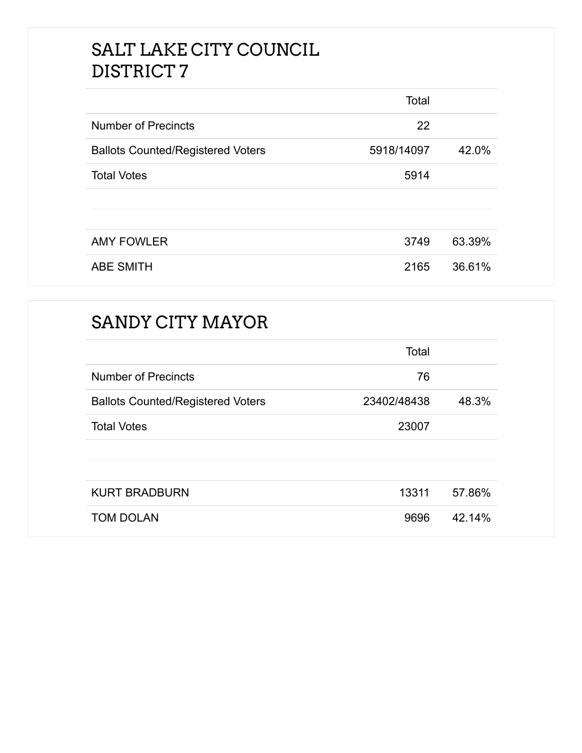## SALT LAKE CITY COUNCIL DISTRICT 7

| | Total | |
|---|---|---|
| Number of Precincts | 22 | |
| Ballots Counted/Registered Voters | 5918/14097 | 42.0% |
| Total Votes | 5914 | |
| | | |
| AMY FOWLER | 3749 | 63.39% |
| ABE SMITH | 2165 | 36.61% |

## SANDY CITY MAYOR

| | Total | |
|---|---|---|
| Number of Precincts | 76 | |
| Ballots Counted/Registered Voters | 23402/48438 | 48.3% |
| Total Votes | 23007 | |
| | | |
| KURT BRADBURN | 13311 | 57.86% |
| TOM DOLAN | 9696 | 42.14% |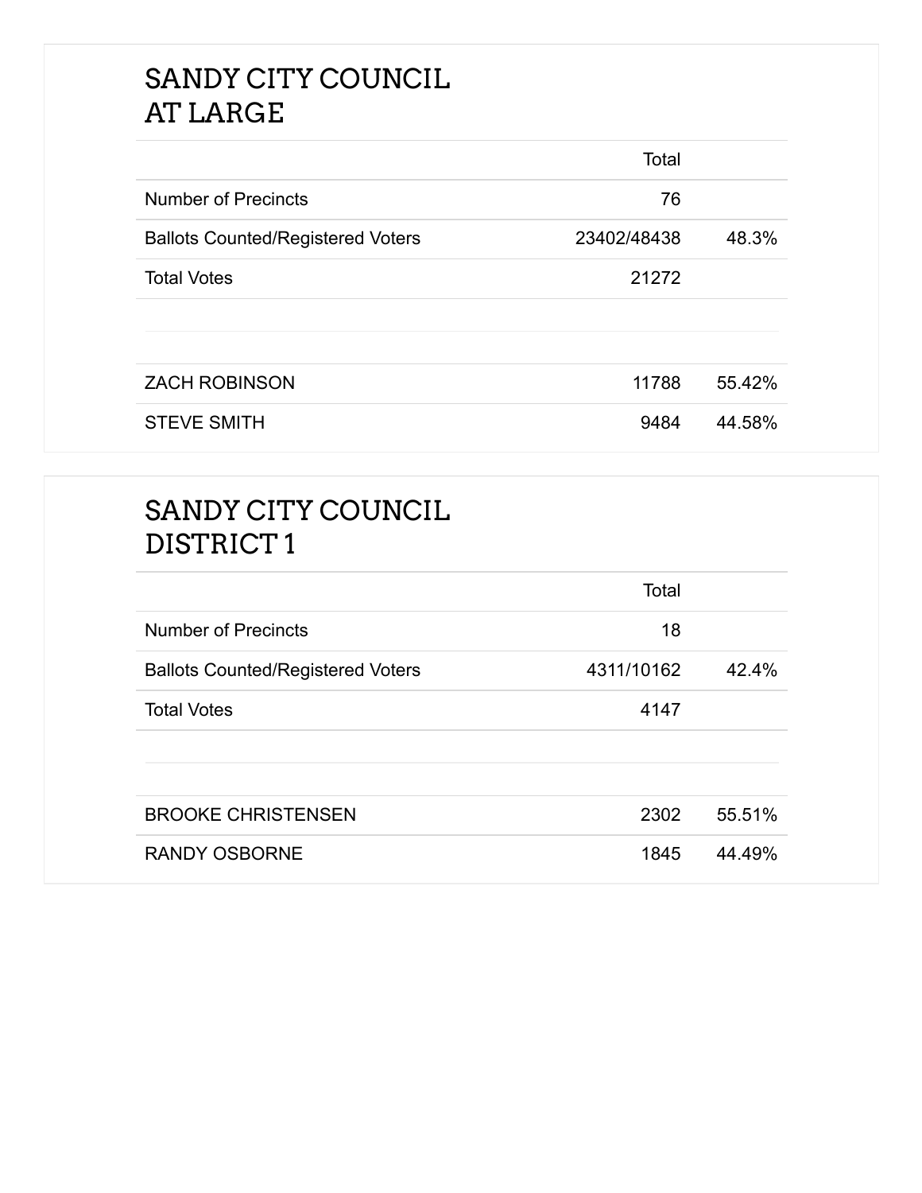## SANDY CITY COUNCIL AT LARGE

| | Total | |
|---|---|---|
| Number of Precincts | 76 | |
| Ballots Counted/Registered Voters | 23402/48438 | 48.3% |
| Total Votes | 21272 | |
| | | |
| ZACH ROBINSON | 11788 | 55.42% |
| STEVE SMITH | 9484 | 44.58% |

## SANDY CITY COUNCIL DISTRICT 1

| | Total | |
|---|---|---|
| Number of Precincts | 18 | |
| Ballots Counted/Registered Voters | 4311/10162 | 42.4% |
| Total Votes | 4147 | |
| | | |
| BROOKE CHRISTENSEN | 2302 | 55.51% |
| RANDY OSBORNE | 1845 | 44.49% |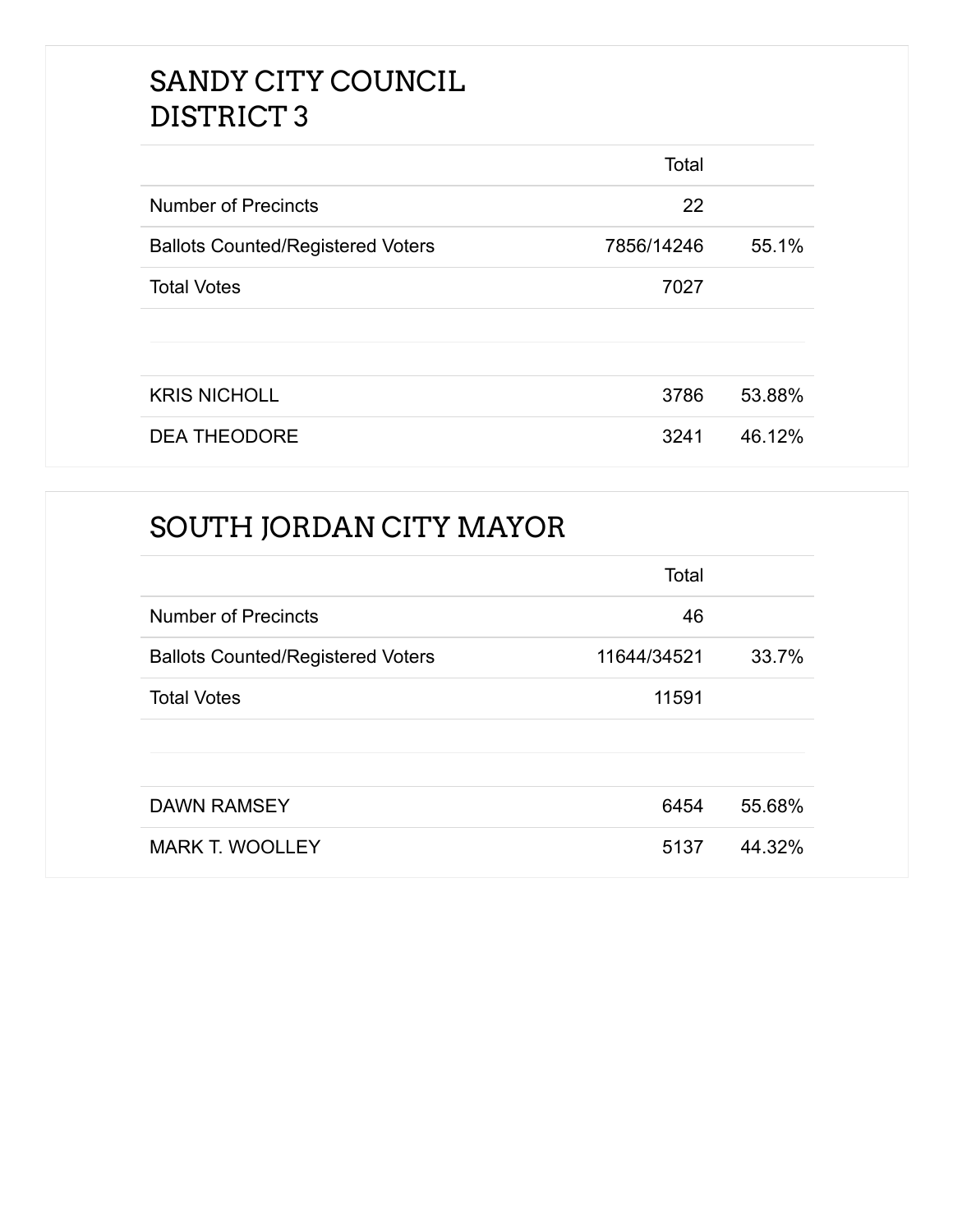## SANDY CITY COUNCIL DISTRICT 3

| | Total | |
|---|---|---|
| Number of Precincts | 22 | |
| Ballots Counted/Registered Voters | 7856/14246 | 55.1% |
| Total Votes | 7027 | |
| | | |
| KRIS NICHOLL | 3786 | 53.88% |
| DEA THEODORE | 3241 | 46.12% |

## SOUTH JORDAN CITY MAYOR

| | Total | |
|---|---|---|
| Number of Precincts | 46 | |
| Ballots Counted/Registered Voters | 11644/34521 | 33.7% |
| Total Votes | 11591 | |
| | | |
| DAWN RAMSEY | 6454 | 55.68% |
| MARK T. WOOLLEY | 5137 | 44.32% |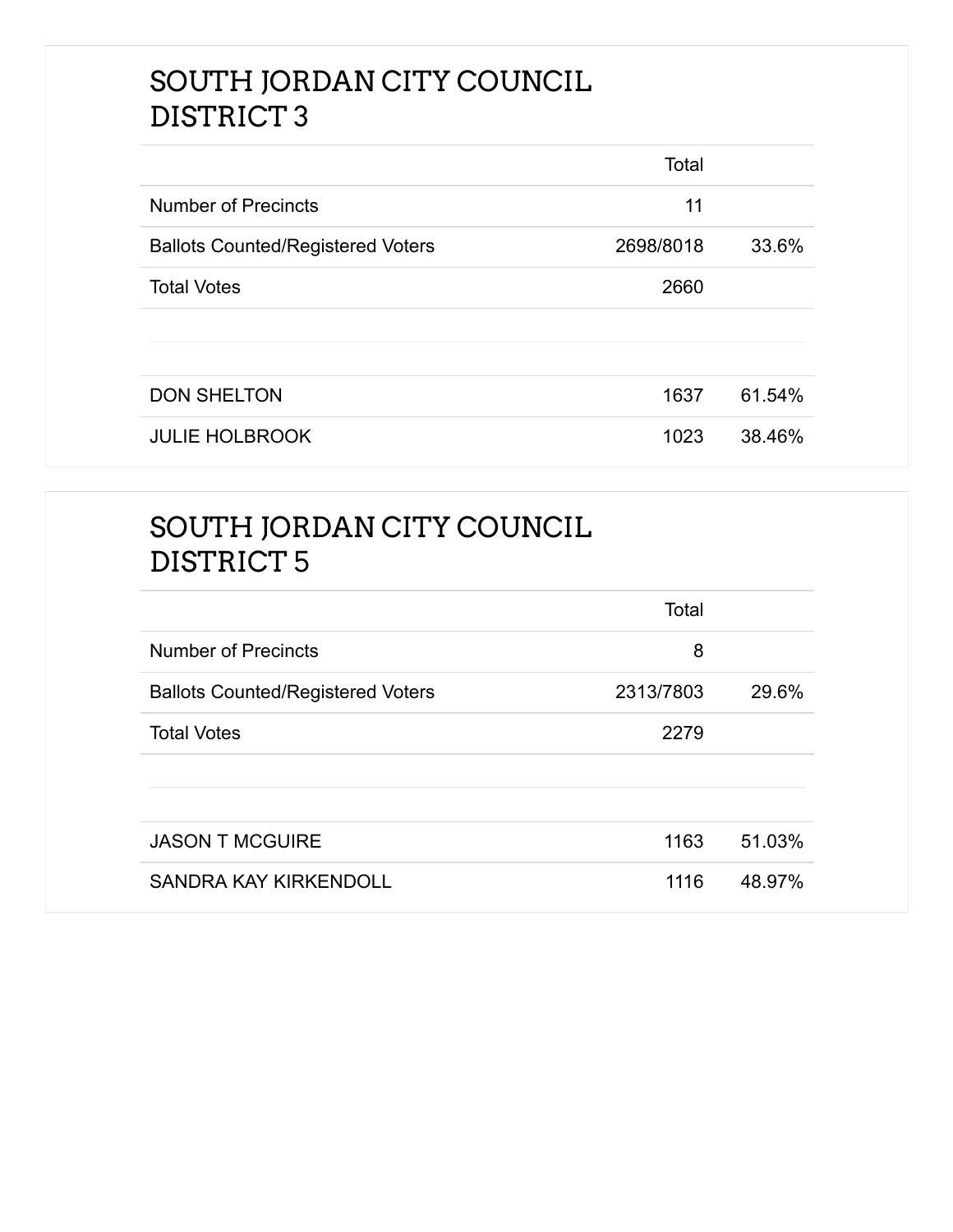## SOUTH JORDAN CITY COUNCIL DISTRICT 3

| | Total | |
|---|---|---|
| Number of Precincts | 11 | |
| Ballots Counted/Registered Voters | 2698/8018 | 33.6% |
| Total Votes | 2660 | |
| | | |
| DON SHELTON | 1637 | 61.54% |
| JULIE HOLBROOK | 1023 | 38.46% |

## SOUTH JORDAN CITY COUNCIL DISTRICT 5

| | Total | |
|---|---|---|
| Number of Precincts | 8 | |
| Ballots Counted/Registered Voters | 2313/7803 | 29.6% |
| Total Votes | 2279 | |
| | | |
| JASON T MCGUIRE | 1163 | 51.03% |
| SANDRA KAY KIRKENDOLL | 1116 | 48.97% |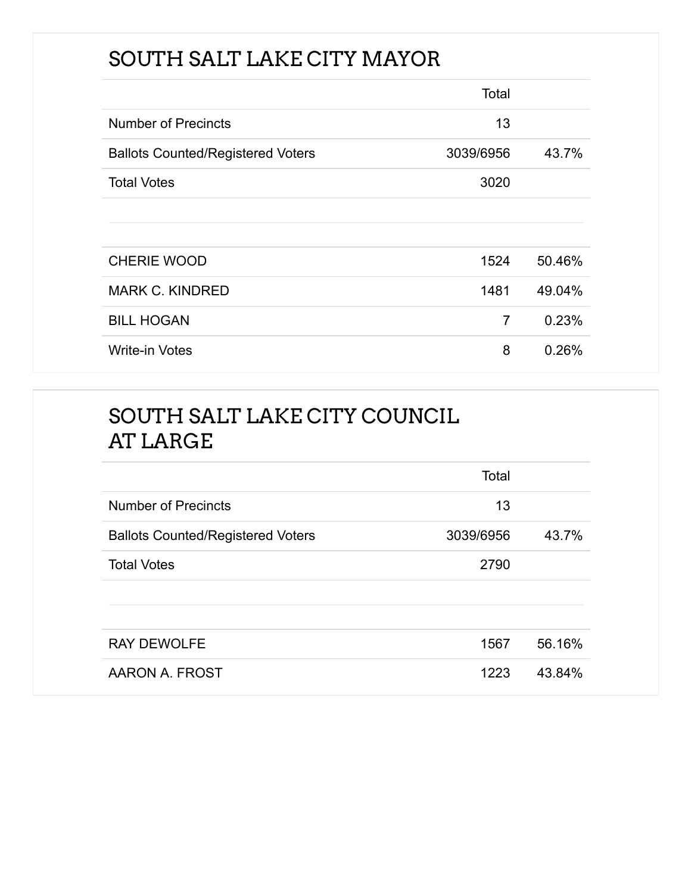## SOUTH SALT LAKE CITY MAYOR

| | Total | |
|---|---|---|
| Number of Precincts | 13 | |
| Ballots Counted/Registered Voters | 3039/6956 | 43.7% |
| Total Votes | 3020 | |

| | | |
|---|---|---|
| CHERIE WOOD | 1524 | 50.46% |
| MARK C. KINDRED | 1481 | 49.04% |
| BILL HOGAN | 7 | 0.23% |
| Write-in Votes | 8 | 0.26% |

## SOUTH SALT LAKE CITY COUNCIL AT LARGE

| | Total | |
|---|---|---|
| Number of Precincts | 13 | |
| Ballots Counted/Registered Voters | 3039/6956 | 43.7% |
| Total Votes | 2790 | |

| | | |
|---|---|---|
| RAY DEWOLFE | 1567 | 56.16% |
| AARON A. FROST | 1223 | 43.84% |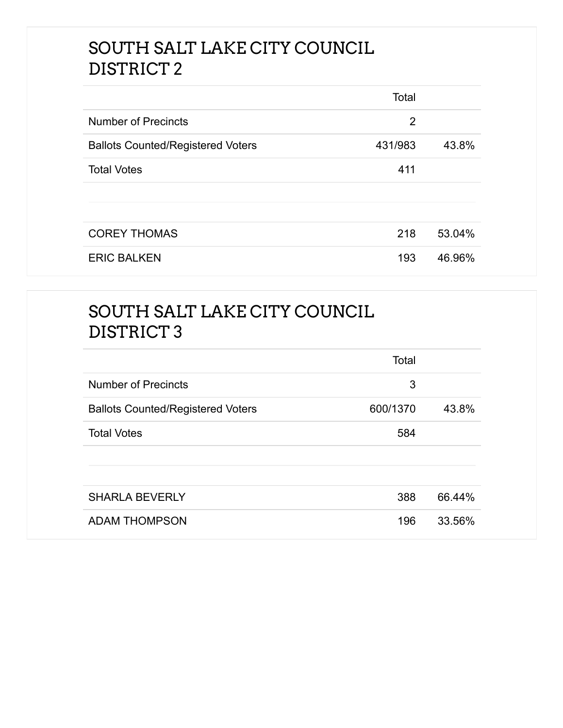## SOUTH SALT LAKE CITY COUNCIL DISTRICT 2

| | Total | |
|---|---|---|
| Number of Precincts | 2 | |
| Ballots Counted/Registered Voters | 431/983 | 43.8% |
| Total Votes | 411 | |
| | | |
| COREY THOMAS | 218 | 53.04% |
| ERIC BALKEN | 193 | 46.96% |

## SOUTH SALT LAKE CITY COUNCIL DISTRICT 3

| | Total | |
|---|---|---|
| Number of Precincts | 3 | |
| Ballots Counted/Registered Voters | 600/1370 | 43.8% |
| Total Votes | 584 | |
| | | |
| SHARLA BEVERLY | 388 | 66.44% |
| ADAM THOMPSON | 196 | 33.56% |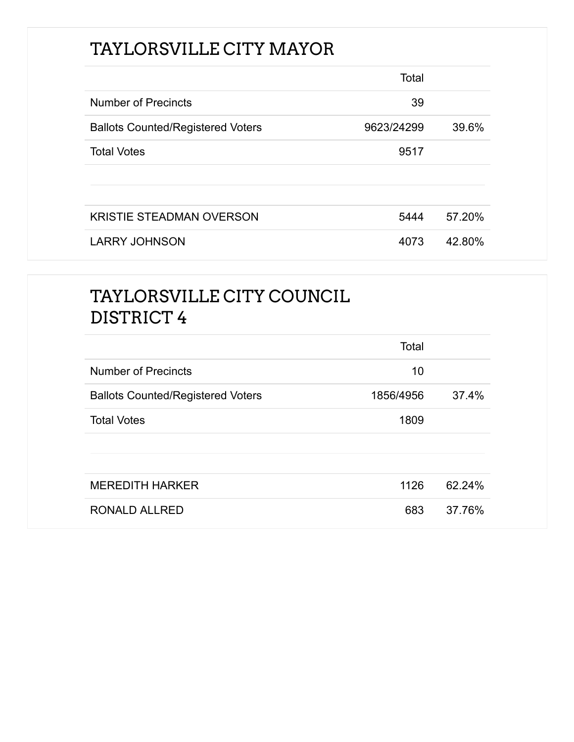## TAYLORSVILLE CITY MAYOR

| | Total | |
|---|---|---|
| Number of Precincts | 39 | |
| Ballots Counted/Registered Voters | 9623/24299 | 39.6% |
| Total Votes | 9517 | |
| | | |
| KRISTIE STEADMAN OVERSON | 5444 | 57.20% |
| LARRY JOHNSON | 4073 | 42.80% |

## TAYLORSVILLE CITY COUNCIL DISTRICT 4

| | Total | |
|---|---|---|
| Number of Precincts | 10 | |
| Ballots Counted/Registered Voters | 1856/4956 | 37.4% |
| Total Votes | 1809 | |
| | | |
| MEREDITH HARKER | 1126 | 62.24% |
| RONALD ALLRED | 683 | 37.76% |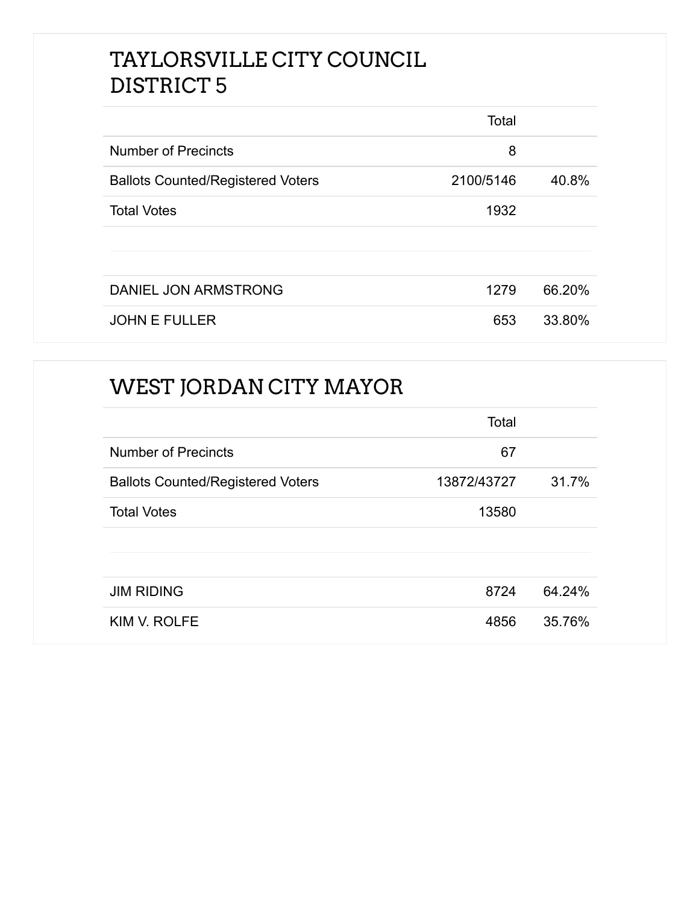## TAYLORSVILLE CITY COUNCIL DISTRICT 5

| | Total | |
|---|---|---|
| Number of Precincts | 8 | |
| Ballots Counted/Registered Voters | 2100/5146 | 40.8% |
| Total Votes | 1932 | |
| | | |
| DANIEL JON ARMSTRONG | 1279 | 66.20% |
| JOHN E FULLER | 653 | 33.80% |

## WEST JORDAN CITY MAYOR

| | Total | |
|---|---|---|
| Number of Precincts | 67 | |
| Ballots Counted/Registered Voters | 13872/43727 | 31.7% |
| Total Votes | 13580 | |
| | | |
| JIM RIDING | 8724 | 64.24% |
| KIM V. ROLFE | 4856 | 35.76% |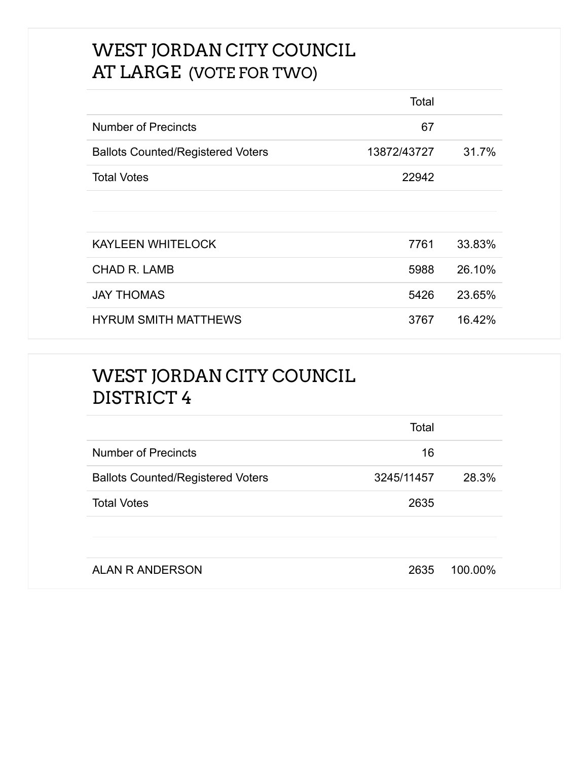## WEST JORDAN CITY COUNCIL AT LARGE (VOTE FOR TWO)

| | Total | |
|---|---|---|
| Number of Precincts | 67 | |
| Ballots Counted/Registered Voters | 13872/43727 | 31.7% |
| Total Votes | 22942 | |
| | | |
| KAYLEEN WHITELOCK | 7761 | 33.83% |
| CHAD R. LAMB | 5988 | 26.10% |
| JAY THOMAS | 5426 | 23.65% |
| HYRUM SMITH MATTHEWS | 3767 | 16.42% |

## WEST JORDAN CITY COUNCIL DISTRICT 4

| | Total | |
|---|---|---|
| Number of Precincts | 16 | |
| Ballots Counted/Registered Voters | 3245/11457 | 28.3% |
| Total Votes | 2635 | |
| | | |
| ALAN R ANDERSON | 2635 | 100.00% |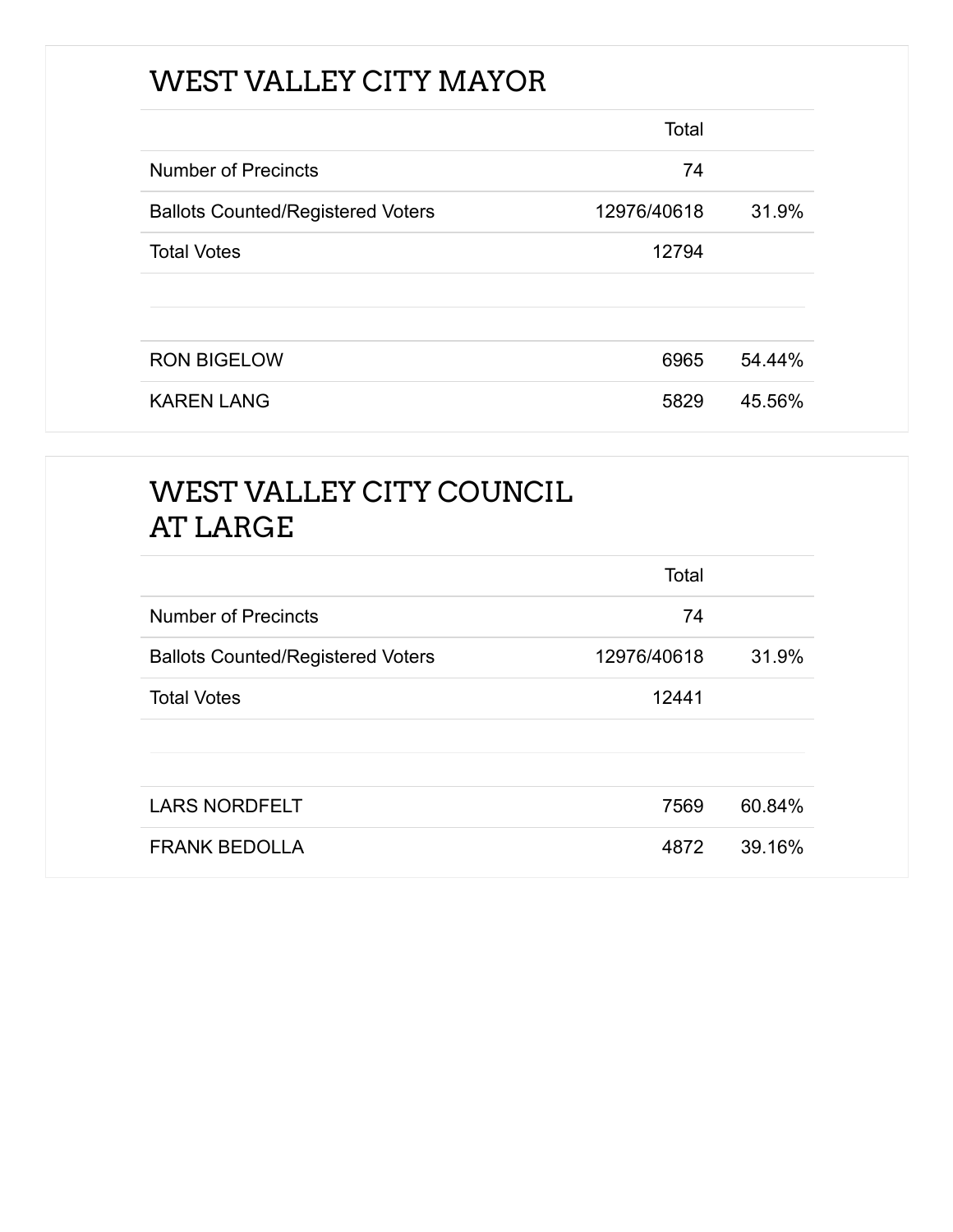## WEST VALLEY CITY MAYOR

| | Total | |
|---|---|---|
| Number of Precincts | 74 | |
| Ballots Counted/Registered Voters | 12976/40618 | 31.9% |
| Total Votes | 12794 | |
| | | |
| RON BIGELOW | 6965 | 54.44% |
| KAREN LANG | 5829 | 45.56% |

## WEST VALLEY CITY COUNCIL AT LARGE

| | Total | |
|---|---|---|
| Number of Precincts | 74 | |
| Ballots Counted/Registered Voters | 12976/40618 | 31.9% |
| Total Votes | 12441 | |
| | | |
| LARS NORDFELT | 7569 | 60.84% |
| FRANK BEDOLLA | 4872 | 39.16% |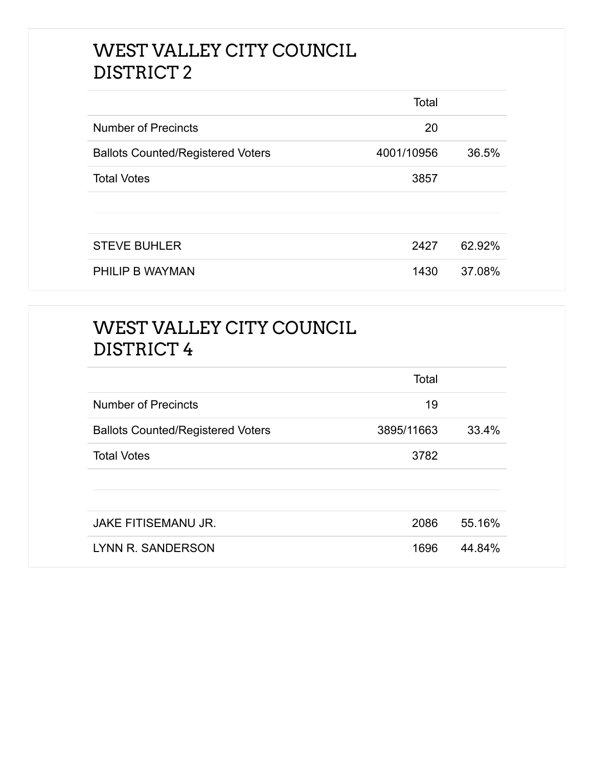## WEST VALLEY CITY COUNCIL DISTRICT 2

| | Total | |
|---|---|---|
| Number of Precincts | 20 | |
| Ballots Counted/Registered Voters | 4001/10956 | 36.5% |
| Total Votes | 3857 | |
| | | |
| STEVE BUHLER | 2427 | 62.92% |
| PHILIP B WAYMAN | 1430 | 37.08% |

## WEST VALLEY CITY COUNCIL DISTRICT 4

| | Total | |
|---|---|---|
| Number of Precincts | 19 | |
| Ballots Counted/Registered Voters | 3895/11663 | 33.4% |
| Total Votes | 3782 | |
| | | |
| JAKE FITISEMANU JR. | 2086 | 55.16% |
| LYNN R. SANDERSON | 1696 | 44.84% |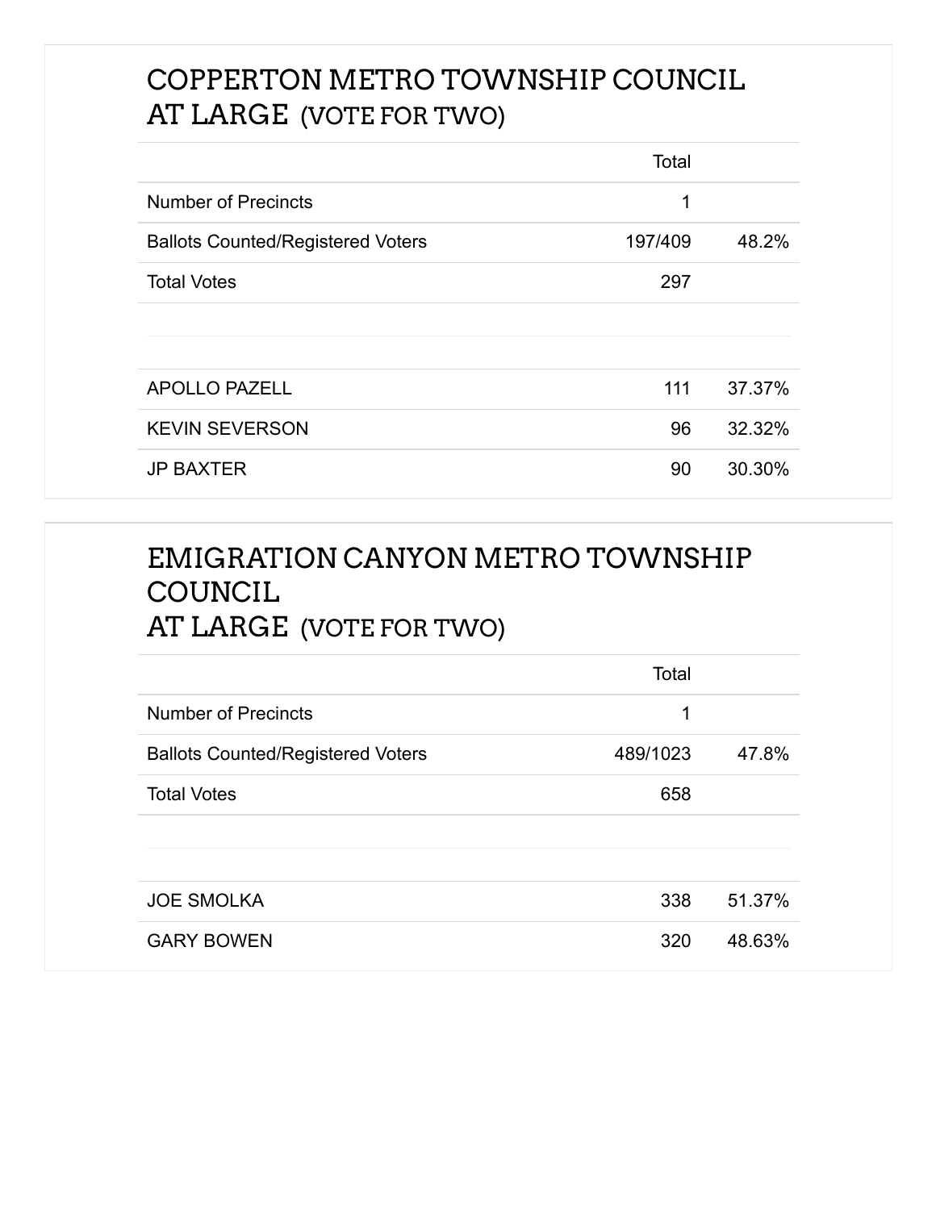## COPPERTON METRO TOWNSHIP COUNCIL AT LARGE (VOTE FOR TWO)

| | Total | |
|---|---|---|
| Number of Precincts | 1 | |
| Ballots Counted/Registered Voters | 197/409 | 48.2% |
| Total Votes | 297 | |
| | | |
| APOLLO PAZELL | 111 | 37.37% |
| KEVIN SEVERSON | 96 | 32.32% |
| JP BAXTER | 90 | 30.30% |

## EMIGRATION CANYON METRO TOWNSHIP COUNCIL AT LARGE (VOTE FOR TWO)

| | Total | |
|---|---|---|
| Number of Precincts | 1 | |
| Ballots Counted/Registered Voters | 489/1023 | 47.8% |
| Total Votes | 658 | |
| | | |
| JOE SMOLKA | 338 | 51.37% |
| GARY BOWEN | 320 | 48.63% |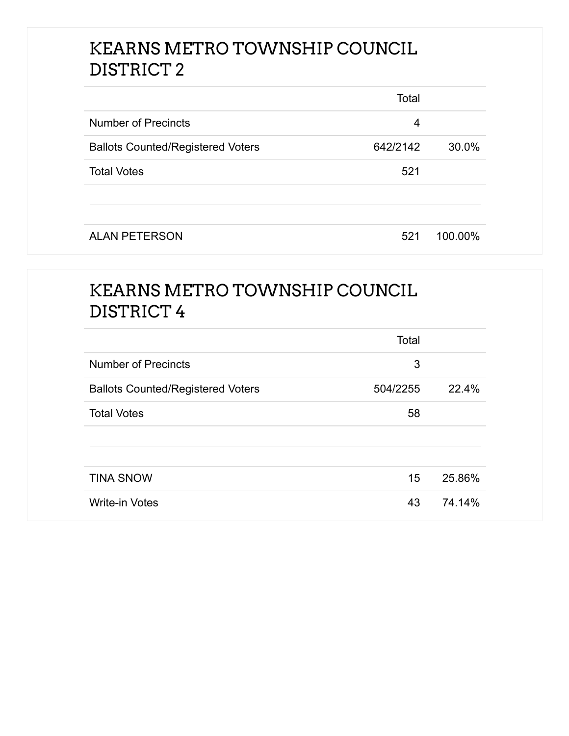## KEARNS METRO TOWNSHIP COUNCIL DISTRICT 2

| | Total | |
|---|---|---|
| Number of Precincts | 4 | |
| Ballots Counted/Registered Voters | 642/2142 | 30.0% |
| Total Votes | 521 | |
| | | |
| ALAN PETERSON | 521 | 100.00% |

## KEARNS METRO TOWNSHIP COUNCIL DISTRICT 4

| | Total | |
|---|---|---|
| Number of Precincts | 3 | |
| Ballots Counted/Registered Voters | 504/2255 | 22.4% |
| Total Votes | 58 | |
| | | |
| TINA SNOW | 15 | 25.86% |
| Write-in Votes | 43 | 74.14% |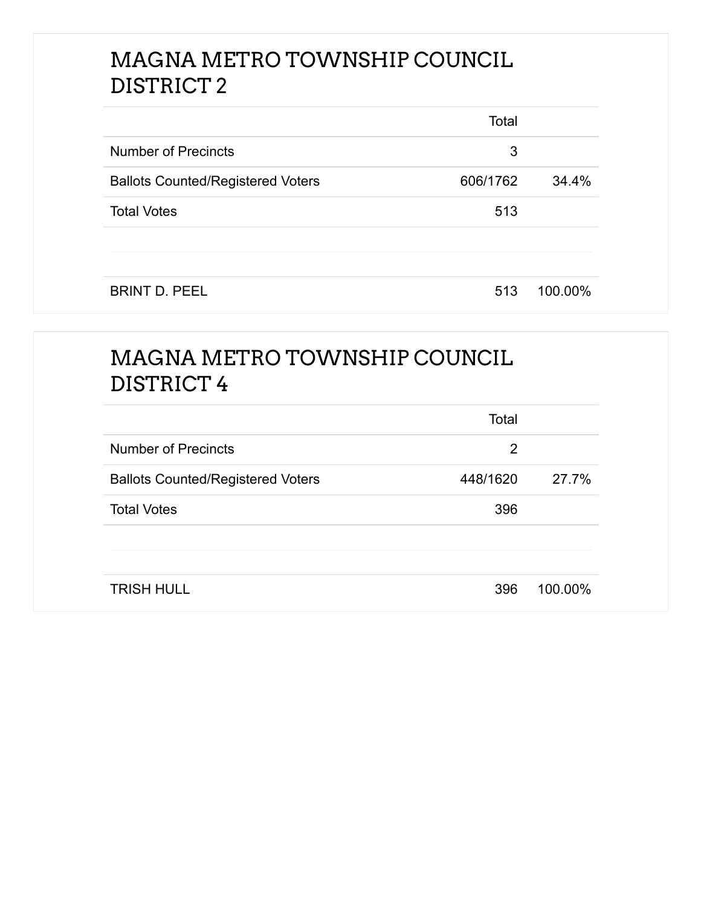## MAGNA METRO TOWNSHIP COUNCIL DISTRICT 2

| | Total | |
|---|---|---|
| Number of Precincts | 3 | |
| Ballots Counted/Registered Voters | 606/1762 | 34.4% |
| Total Votes | 513 | |
| | | |
| BRINT D. PEEL | 513 | 100.00% |

## MAGNA METRO TOWNSHIP COUNCIL DISTRICT 4

| | Total | |
|---|---|---|
| Number of Precincts | 2 | |
| Ballots Counted/Registered Voters | 448/1620 | 27.7% |
| Total Votes | 396 | |
| | | |
| TRISH HULL | 396 | 100.00% |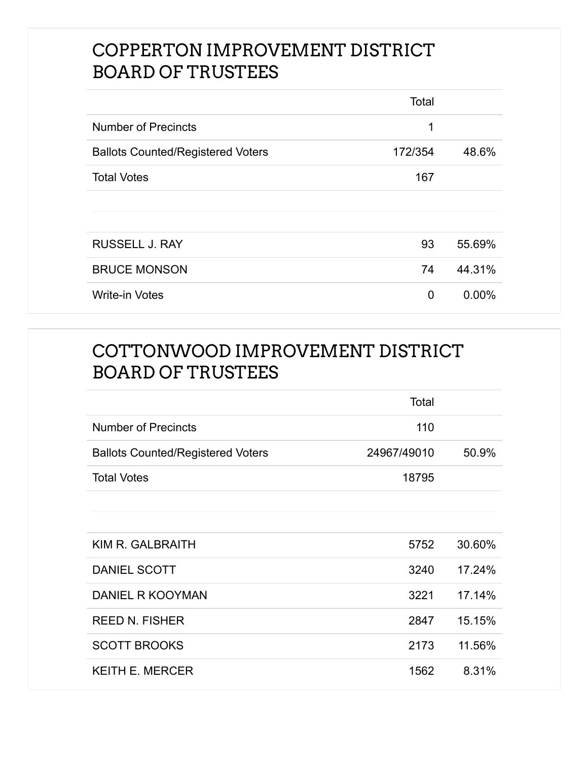## COPPERTON IMPROVEMENT DISTRICT BOARD OF TRUSTEES

| | Total | |
|---|---|---|
| Number of Precincts | 1 | |
| Ballots Counted/Registered Voters | 172/354 | 48.6% |
| Total Votes | 167 | |
| | | |
| RUSSELL J. RAY | 93 | 55.69% |
| BRUCE MONSON | 74 | 44.31% |
| Write-in Votes | 0 | 0.00% |

## COTTONWOOD IMPROVEMENT DISTRICT BOARD OF TRUSTEES

| | Total | |
|---|---|---|
| Number of Precincts | 110 | |
| Ballots Counted/Registered Voters | 24967/49010 | 50.9% |
| Total Votes | 18795 | |
| | | |
| KIM R. GALBRAITH | 5752 | 30.60% |
| DANIEL SCOTT | 3240 | 17.24% |
| DANIEL R KOOYMAN | 3221 | 17.14% |
| REED N. FISHER | 2847 | 15.15% |
| SCOTT BROOKS | 2173 | 11.56% |
| KEITH E. MERCER | 1562 | 8.31% |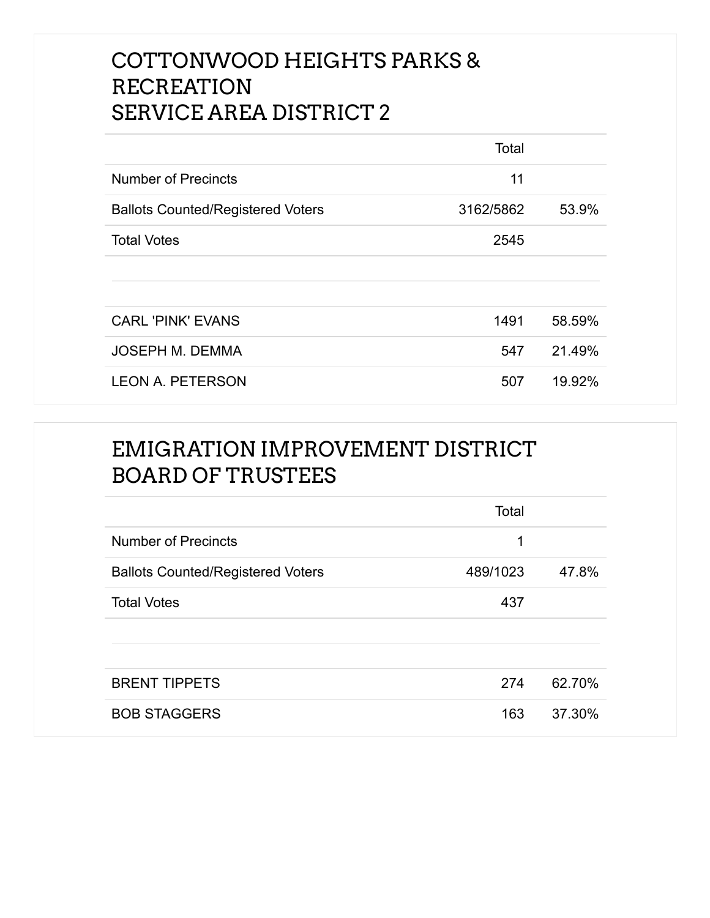## COTTONWOOD HEIGHTS PARKS & RECREATION SERVICE AREA DISTRICT 2

| | Total | |
|---|---|---|
| Number of Precincts | 11 | |
| Ballots Counted/Registered Voters | 3162/5862 | 53.9% |
| Total Votes | 2545 | |
| | | |
| CARL 'PINK' EVANS | 1491 | 58.59% |
| JOSEPH M. DEMMA | 547 | 21.49% |
| LEON A. PETERSON | 507 | 19.92% |

## EMIGRATION IMPROVEMENT DISTRICT BOARD OF TRUSTEES

| | Total | |
|---|---|---|
| Number of Precincts | 1 | |
| Ballots Counted/Registered Voters | 489/1023 | 47.8% |
| Total Votes | 437 | |
| | | |
| BRENT TIPPETS | 274 | 62.70% |
| BOB STAGGERS | 163 | 37.30% |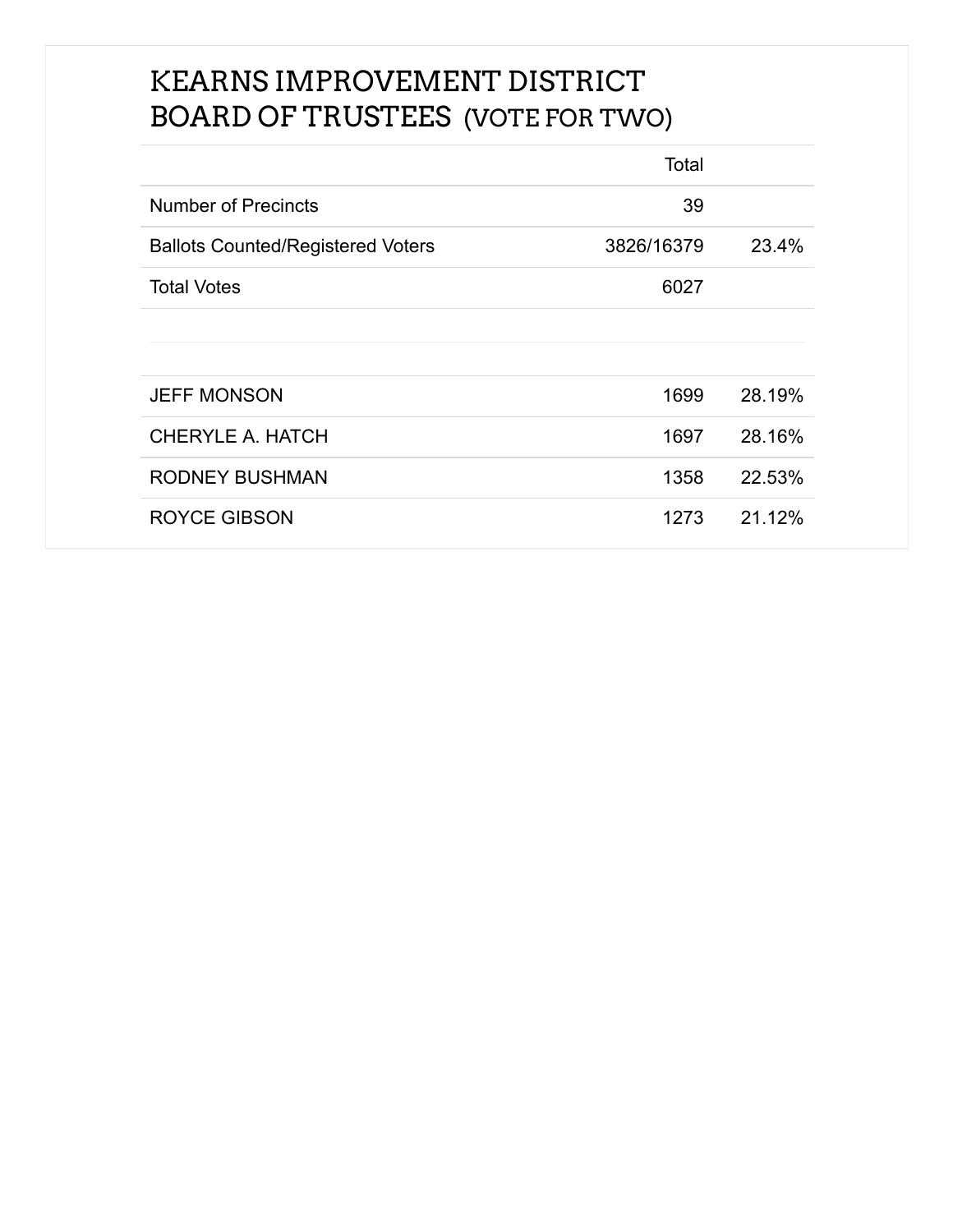## KEARNS IMPROVEMENT DISTRICT BOARD OF TRUSTEES (VOTE FOR TWO)

| | Total | |
|---|---|---|
| Number of Precincts | 39 | |
| Ballots Counted/Registered Voters | 3826/16379 | 23.4% |
| Total Votes | 6027 | |

| | | |
|---|---|---|
| JEFF MONSON | 1699 | 28.19% |
| CHERYLE A. HATCH | 1697 | 28.16% |
| RODNEY BUSHMAN | 1358 | 22.53% |
| ROYCE GIBSON | 1273 | 21.12% |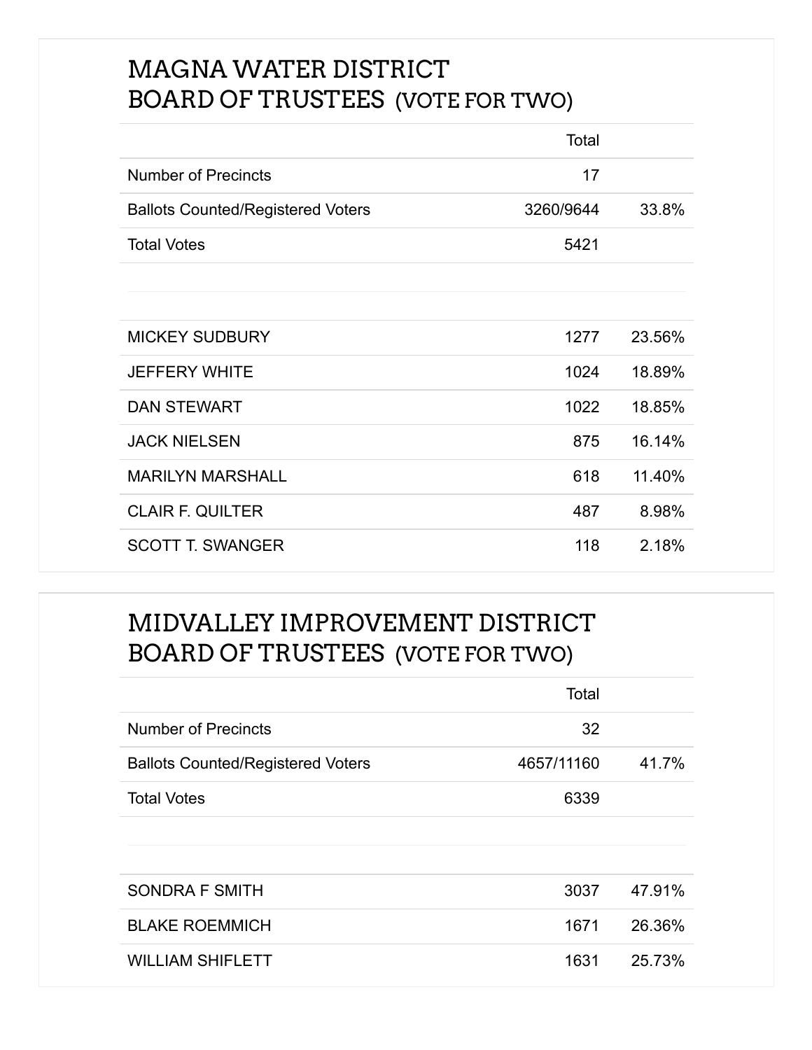## MAGNA WATER DISTRICT BOARD OF TRUSTEES (VOTE FOR TWO)

| | Total | |
|---|---|---|
| Number of Precincts | 17 | |
| Ballots Counted/Registered Voters | 3260/9644 | 33.8% |
| Total Votes | 5421 | |

| | | |
|---|---|---|
| MICKEY SUDBURY | 1277 | 23.56% |
| JEFFERY WHITE | 1024 | 18.89% |
| DAN STEWART | 1022 | 18.85% |
| JACK NIELSEN | 875 | 16.14% |
| MARILYN MARSHALL | 618 | 11.40% |
| CLAIR F. QUILTER | 487 | 8.98% |
| SCOTT T. SWANGER | 118 | 2.18% |

## MIDVALLEY IMPROVEMENT DISTRICT BOARD OF TRUSTEES (VOTE FOR TWO)

| | Total | |
|---|---|---|
| Number of Precincts | 32 | |
| Ballots Counted/Registered Voters | 4657/11160 | 41.7% |
| Total Votes | 6339 | |

| | | |
|---|---|---|
| SONDRA F SMITH | 3037 | 47.91% |
| BLAKE ROEMMICH | 1671 | 26.36% |
| WILLIAM SHIFLETT | 1631 | 25.73% |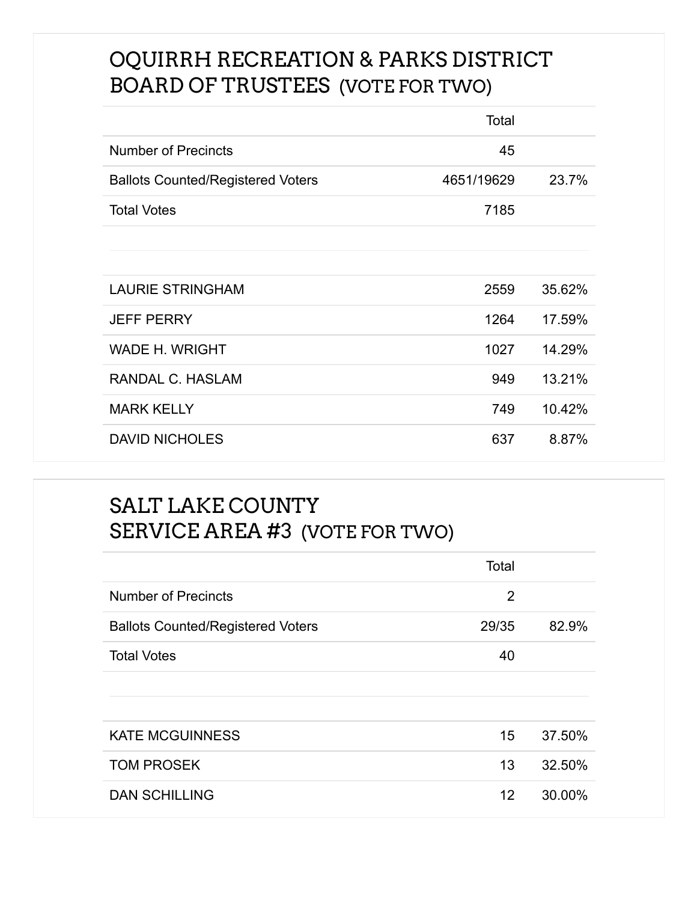## OQUIRRH RECREATION & PARKS DISTRICT BOARD OF TRUSTEES (VOTE FOR TWO)

| | Total | |
|---|---|---|
| Number of Precincts | 45 | |
| Ballots Counted/Registered Voters | 4651/19629 | 23.7% |
| Total Votes | 7185 | |

| | | |
|---|---|---|
| LAURIE STRINGHAM | 2559 | 35.62% |
| JEFF PERRY | 1264 | 17.59% |
| WADE H. WRIGHT | 1027 | 14.29% |
| RANDAL C. HASLAM | 949 | 13.21% |
| MARK KELLY | 749 | 10.42% |
| DAVID NICHOLES | 637 | 8.87% |

## SALT LAKE COUNTY SERVICE AREA #3 (VOTE FOR TWO)

| | Total | |
|---|---|---|
| Number of Precincts | 2 | |
| Ballots Counted/Registered Voters | 29/35 | 82.9% |
| Total Votes | 40 | |

| | | |
|---|---|---|
| KATE MCGUINNESS | 15 | 37.50% |
| TOM PROSEK | 13 | 32.50% |
| DAN SCHILLING | 12 | 30.00% |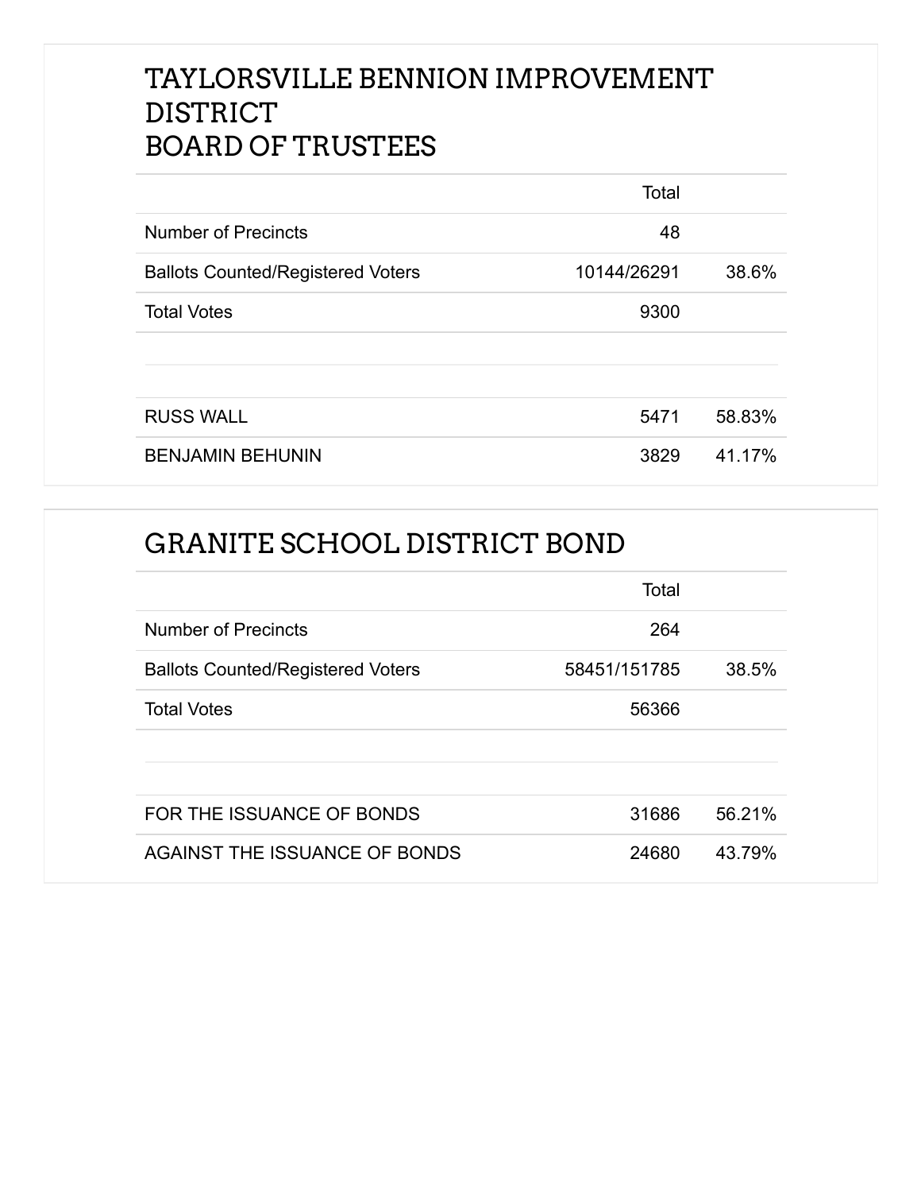## TAYLORSVILLE BENNION IMPROVEMENT DISTRICT BOARD OF TRUSTEES

| | Total | |
|---|---|---|
| Number of Precincts | 48 | |
| Ballots Counted/Registered Voters | 10144/26291 | 38.6% |
| Total Votes | 9300 | |
| | | |
| RUSS WALL | 5471 | 58.83% |
| BENJAMIN BEHUNIN | 3829 | 41.17% |

## GRANITE SCHOOL DISTRICT BOND

| | Total | |
|---|---|---|
| Number of Precincts | 264 | |
| Ballots Counted/Registered Voters | 58451/151785 | 38.5% |
| Total Votes | 56366 | |
| | | |
| FOR THE ISSUANCE OF BONDS | 31686 | 56.21% |
| AGAINST THE ISSUANCE OF BONDS | 24680 | 43.79% |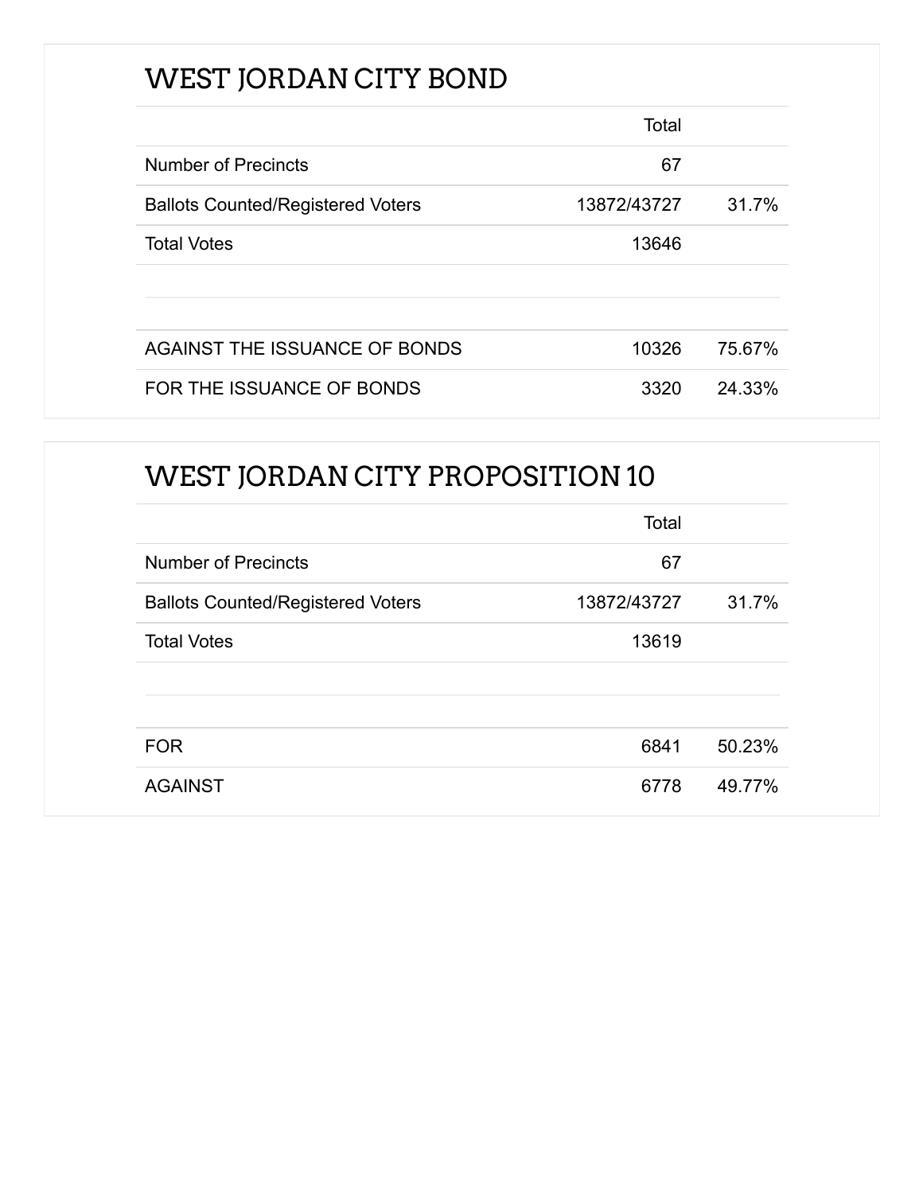## WEST JORDAN CITY BOND

| | Total | |
|---|---|---|
| Number of Precincts | 67 | |
| Ballots Counted/Registered Voters | 13872/43727 | 31.7% |
| Total Votes | 13646 | |
| | | |
| AGAINST THE ISSUANCE OF BONDS | 10326 | 75.67% |
| FOR THE ISSUANCE OF BONDS | 3320 | 24.33% |

## WEST JORDAN CITY PROPOSITION 10

| | Total | |
|---|---|---|
| Number of Precincts | 67 | |
| Ballots Counted/Registered Voters | 13872/43727 | 31.7% |
| Total Votes | 13619 | |
| | | |
| FOR | 6841 | 50.23% |
| AGAINST | 6778 | 49.77% |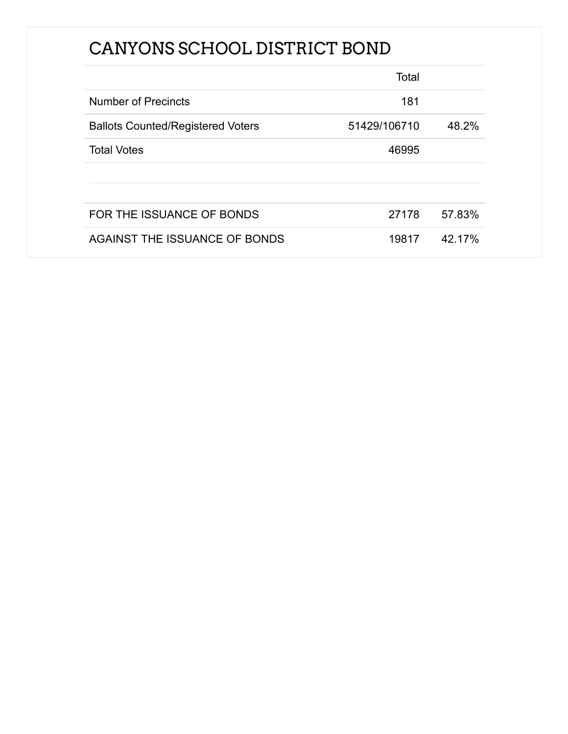# CANYONS SCHOOL DISTRICT BOND

| | Total | |
|---|---|---|
| Number of Precincts | 181 | |
| Ballots Counted/Registered Voters | 51429/106710 | 48.2% |
| Total Votes | 46995 | |
| | | |
| FOR THE ISSUANCE OF BONDS | 27178 | 57.83% |
| AGAINST THE ISSUANCE OF BONDS | 19817 | 42.17% |